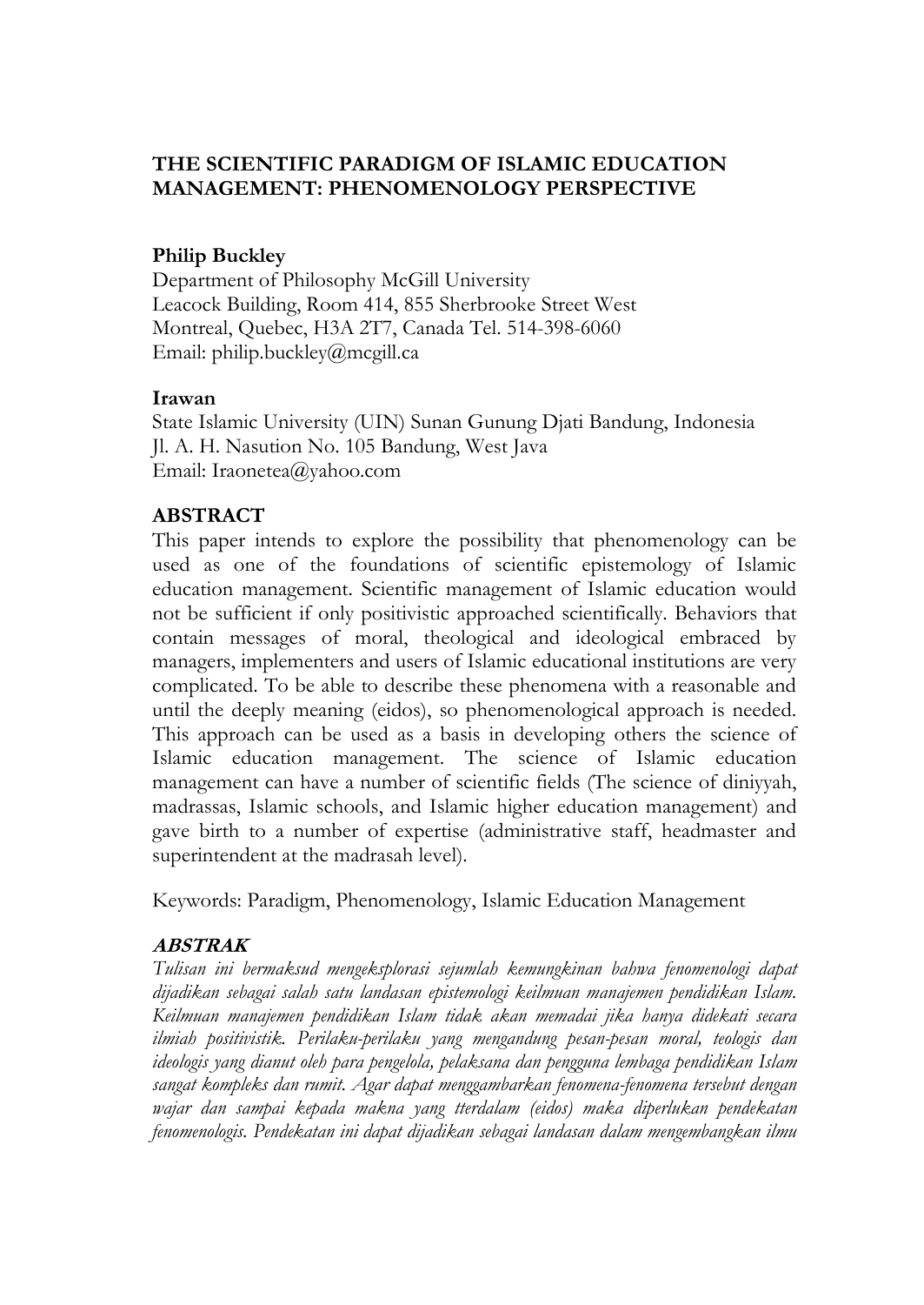# THE SCIENTIFIC PARADIGM OF ISLAMIC EDUCATION MANAGEMENT: PHENOMENOLOGY PERSPECTIVE

**Philip Buckley**
Department of Philosophy McGill University
Leacock Building, Room 414, 855 Sherbrooke Street West
Montreal, Quebec, H3A 2T7, Canada Tel. 514-398-6060
Email: philip.buckley@mcgill.ca

**Irawan**
State Islamic University (UIN) Sunan Gunung Djati Bandung, Indonesia
Jl. A. H. Nasution No. 105 Bandung, West Java
Email: Iraonetea@yahoo.com

## ABSTRACT

This paper intends to explore the possibility that phenomenology can be used as one of the foundations of scientific epistemology of Islamic education management. Scientific management of Islamic education would not be sufficient if only positivistic approached scientifically. Behaviors that contain messages of moral, theological and ideological embraced by managers, implementers and users of Islamic educational institutions are very complicated. To be able to describe these phenomena with a reasonable and until the deeply meaning (eidos), so phenomenological approach is needed. This approach can be used as a basis in developing others the science of Islamic education management. The science of Islamic education management can have a number of scientific fields (The science of diniyyah, madrassas, Islamic schools, and Islamic higher education management) and gave birth to a number of expertise (administrative staff, headmaster and superintendent at the madrasah level).

Keywords: Paradigm, Phenomenology, Islamic Education Management

## *ABSTRAK*

*Tulisan ini bermaksud mengeksplorasi sejumlah kemungkinan bahwa fenomenologi dapat dijadikan sebagai salah satu landasan epistemologi keilmuan manajemen pendidikan Islam. Keilmuan manajemen pendidikan Islam tidak akan memadai jika hanya didekati secara ilmiah positivistik. Perilaku-perilaku yang mengandung pesan-pesan moral, teologis dan ideologis yang dianut oleh para pengelola, pelaksana dan pengguna lembaga pendidikan Islam sangat kompleks dan rumit. Agar dapat menggambarkan fenomena-fenomena tersebut dengan wajar dan sampai kepada makna yang tterdalam (eidos) maka diperlukan pendekatan fenomenologis. Pendekatan ini dapat dijadikan sebagai landasan dalam mengembangkan ilmu*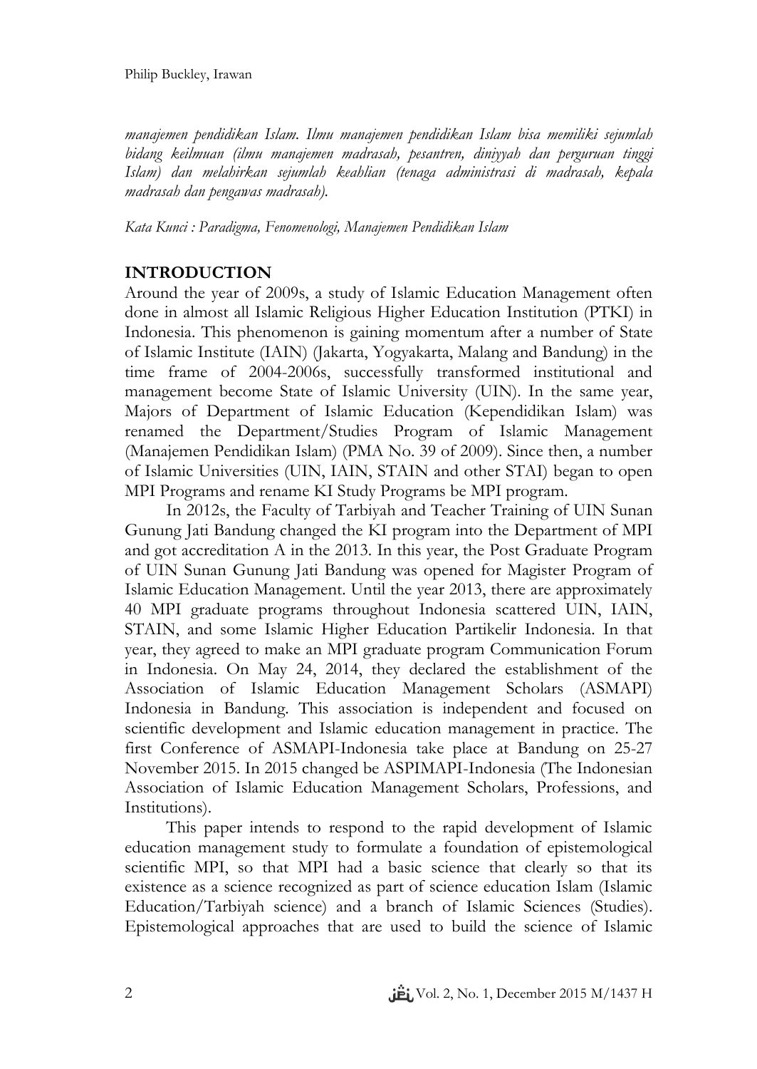*manajemen pendidikan Islam. Ilmu manajemen pendidikan Islam bisa memiliki sejumlah bidang keilmuan (ilmu manajemen madrasah, pesantren, diniyyah dan perguruan tinggi Islam) dan melahirkan sejumlah keahlian (tenaga administrasi di madrasah, kepala madrasah dan pengawas madrasah).*

*Kata Kunci : Paradigma, Fenomenologi, Manajemen Pendidikan Islam*

## INTRODUCTION

Around the year of 2009s, a study of Islamic Education Management often done in almost all Islamic Religious Higher Education Institution (PTKI) in Indonesia. This phenomenon is gaining momentum after a number of State of Islamic Institute (IAIN) (Jakarta, Yogyakarta, Malang and Bandung) in the time frame of 2004-2006s, successfully transformed institutional and management become State of Islamic University (UIN). In the same year, Majors of Department of Islamic Education (Kependidikan Islam) was renamed the Department/Studies Program of Islamic Management (Manajemen Pendidikan Islam) (PMA No. 39 of 2009). Since then, a number of Islamic Universities (UIN, IAIN, STAIN and other STAI) began to open MPI Programs and rename KI Study Programs be MPI program.

In 2012s, the Faculty of Tarbiyah and Teacher Training of UIN Sunan Gunung Jati Bandung changed the KI program into the Department of MPI and got accreditation A in the 2013. In this year, the Post Graduate Program of UIN Sunan Gunung Jati Bandung was opened for Magister Program of Islamic Education Management. Until the year 2013, there are approximately 40 MPI graduate programs throughout Indonesia scattered UIN, IAIN, STAIN, and some Islamic Higher Education Partikelir Indonesia. In that year, they agreed to make an MPI graduate program Communication Forum in Indonesia. On May 24, 2014, they declared the establishment of the Association of Islamic Education Management Scholars (ASMAPI) Indonesia in Bandung. This association is independent and focused on scientific development and Islamic education management in practice. The first Conference of ASMAPI-Indonesia take place at Bandung on 25-27 November 2015. In 2015 changed be ASPIMAPI-Indonesia (The Indonesian Association of Islamic Education Management Scholars, Professions, and Institutions).

This paper intends to respond to the rapid development of Islamic education management study to formulate a foundation of epistemological scientific MPI, so that MPI had a basic science that clearly so that its existence as a science recognized as part of science education Islam (Islamic Education/Tarbiyah science) and a branch of Islamic Sciences (Studies). Epistemological approaches that are used to build the science of Islamic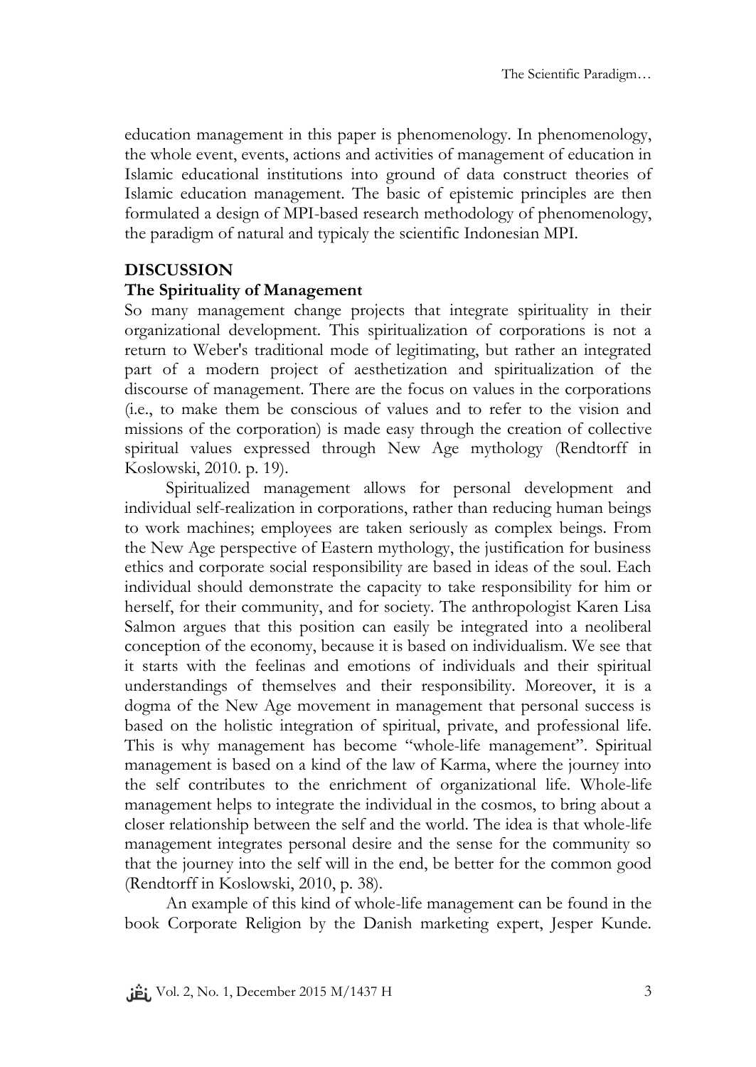education management in this paper is phenomenology. In phenomenology, the whole event, events, actions and activities of management of education in Islamic educational institutions into ground of data construct theories of Islamic education management. The basic of epistemic principles are then formulated a design of MPI-based research methodology of phenomenology, the paradigm of natural and typicaly the scientific Indonesian MPI.

## DISCUSSION

### The Spirituality of Management

So many management change projects that integrate spirituality in their organizational development. This spiritualization of corporations is not a return to Weber's traditional mode of legitimating, but rather an integrated part of a modern project of aesthetization and spiritualization of the discourse of management. There are the focus on values in the corporations (i.e., to make them be conscious of values and to refer to the vision and missions of the corporation) is made easy through the creation of collective spiritual values expressed through New Age mythology (Rendtorff in Koslowski, 2010. p. 19).

Spiritualized management allows for personal development and individual self-realization in corporations, rather than reducing human beings to work machines; employees are taken seriously as complex beings. From the New Age perspective of Eastern mythology, the justification for business ethics and corporate social responsibility are based in ideas of the soul. Each individual should demonstrate the capacity to take responsibility for him or herself, for their community, and for society. The anthropologist Karen Lisa Salmon argues that this position can easily be integrated into a neoliberal conception of the economy, because it is based on individualism. We see that it starts with the feelinas and emotions of individuals and their spiritual understandings of themselves and their responsibility. Moreover, it is a dogma of the New Age movement in management that personal success is based on the holistic integration of spiritual, private, and professional life. This is why management has become "whole-life management". Spiritual management is based on a kind of the law of Karma, where the journey into the self contributes to the enrichment of organizational life. Whole-life management helps to integrate the individual in the cosmos, to bring about a closer relationship between the self and the world. The idea is that whole-life management integrates personal desire and the sense for the community so that the journey into the self will in the end, be better for the common good (Rendtorff in Koslowski, 2010, p. 38).

An example of this kind of whole-life management can be found in the book Corporate Religion by the Danish marketing expert, Jesper Kunde.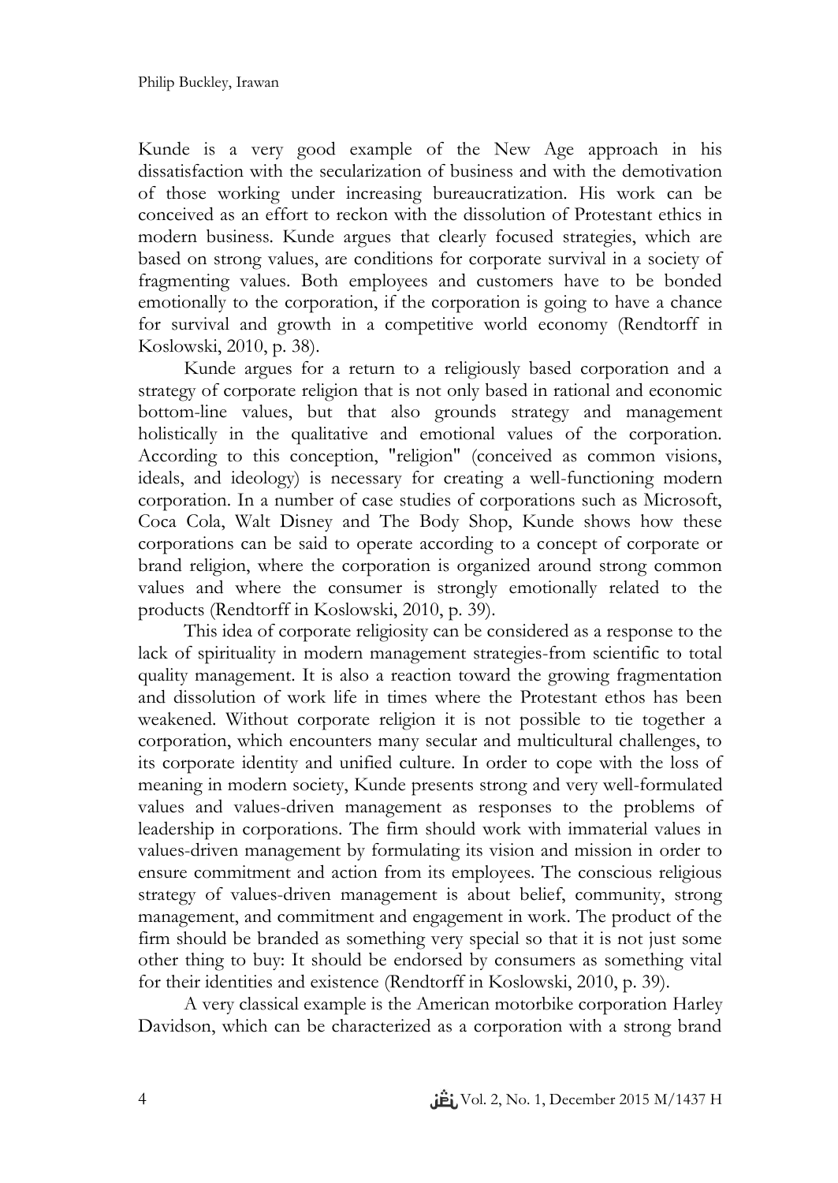Kunde is a very good example of the New Age approach in his dissatisfaction with the secularization of business and with the demotivation of those working under increasing bureaucratization. His work can be conceived as an effort to reckon with the dissolution of Protestant ethics in modern business. Kunde argues that clearly focused strategies, which are based on strong values, are conditions for corporate survival in a society of fragmenting values. Both employees and customers have to be bonded emotionally to the corporation, if the corporation is going to have a chance for survival and growth in a competitive world economy (Rendtorff in Koslowski, 2010, p. 38).

Kunde argues for a return to a religiously based corporation and a strategy of corporate religion that is not only based in rational and economic bottom-line values, but that also grounds strategy and management holistically in the qualitative and emotional values of the corporation. According to this conception, "religion" (conceived as common visions, ideals, and ideology) is necessary for creating a well-functioning modern corporation. In a number of case studies of corporations such as Microsoft, Coca Cola, Walt Disney and The Body Shop, Kunde shows how these corporations can be said to operate according to a concept of corporate or brand religion, where the corporation is organized around strong common values and where the consumer is strongly emotionally related to the products (Rendtorff in Koslowski, 2010, p. 39).

This idea of corporate religiosity can be considered as a response to the lack of spirituality in modern management strategies-from scientific to total quality management. It is also a reaction toward the growing fragmentation and dissolution of work life in times where the Protestant ethos has been weakened. Without corporate religion it is not possible to tie together a corporation, which encounters many secular and multicultural challenges, to its corporate identity and unified culture. In order to cope with the loss of meaning in modern society, Kunde presents strong and very well-formulated values and values-driven management as responses to the problems of leadership in corporations. The firm should work with immaterial values in values-driven management by formulating its vision and mission in order to ensure commitment and action from its employees. The conscious religious strategy of values-driven management is about belief, community, strong management, and commitment and engagement in work. The product of the firm should be branded as something very special so that it is not just some other thing to buy: It should be endorsed by consumers as something vital for their identities and existence (Rendtorff in Koslowski, 2010, p. 39).

A very classical example is the American motorbike corporation Harley Davidson, which can be characterized as a corporation with a strong brand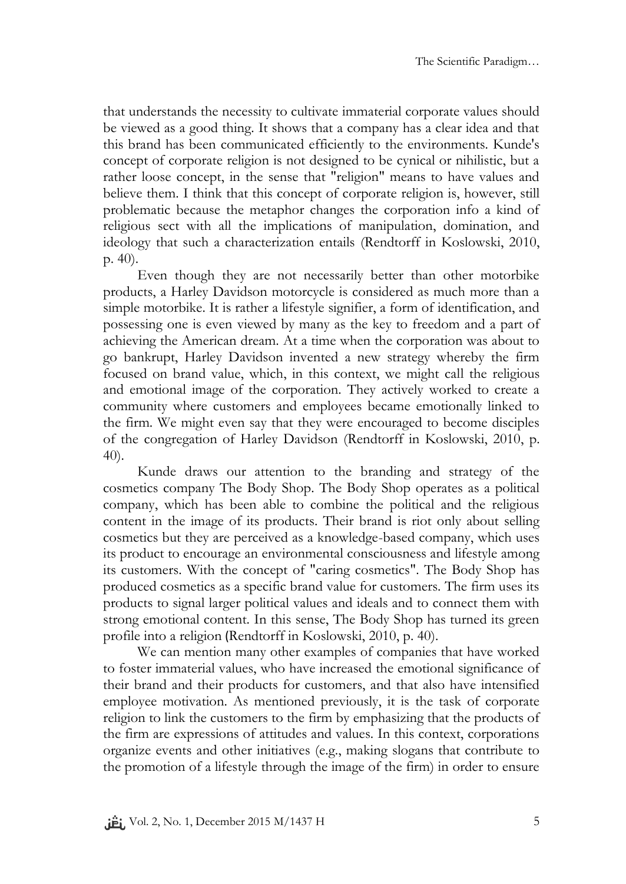that understands the necessity to cultivate immaterial corporate values should be viewed as a good thing. It shows that a company has a clear idea and that this brand has been communicated efficiently to the environments. Kunde's concept of corporate religion is not designed to be cynical or nihilistic, but a rather loose concept, in the sense that "religion" means to have values and believe them. I think that this concept of corporate religion is, however, still problematic because the metaphor changes the corporation info a kind of religious sect with all the implications of manipulation, domination, and ideology that such a characterization entails (Rendtorff in Koslowski, 2010, p. 40).

Even though they are not necessarily better than other motorbike products, a Harley Davidson motorcycle is considered as much more than a simple motorbike. It is rather a lifestyle signifier, a form of identification, and possessing one is even viewed by many as the key to freedom and a part of achieving the American dream. At a time when the corporation was about to go bankrupt, Harley Davidson invented a new strategy whereby the firm focused on brand value, which, in this context, we might call the religious and emotional image of the corporation. They actively worked to create a community where customers and employees became emotionally linked to the firm. We might even say that they were encouraged to become disciples of the congregation of Harley Davidson (Rendtorff in Koslowski, 2010, p. 40).

Kunde draws our attention to the branding and strategy of the cosmetics company The Body Shop. The Body Shop operates as a political company, which has been able to combine the political and the religious content in the image of its products. Their brand is riot only about selling cosmetics but they are perceived as a knowledge-based company, which uses its product to encourage an environmental consciousness and lifestyle among its customers. With the concept of "caring cosmetics". The Body Shop has produced cosmetics as a specific brand value for customers. The firm uses its products to signal larger political values and ideals and to connect them with strong emotional content. In this sense, The Body Shop has turned its green profile into a religion (Rendtorff in Koslowski, 2010, p. 40).

We can mention many other examples of companies that have worked to foster immaterial values, who have increased the emotional significance of their brand and their products for customers, and that also have intensified employee motivation. As mentioned previously, it is the task of corporate religion to link the customers to the firm by emphasizing that the products of the firm are expressions of attitudes and values. In this context, corporations organize events and other initiatives (e.g., making slogans that contribute to the promotion of a lifestyle through the image of the firm) in order to ensure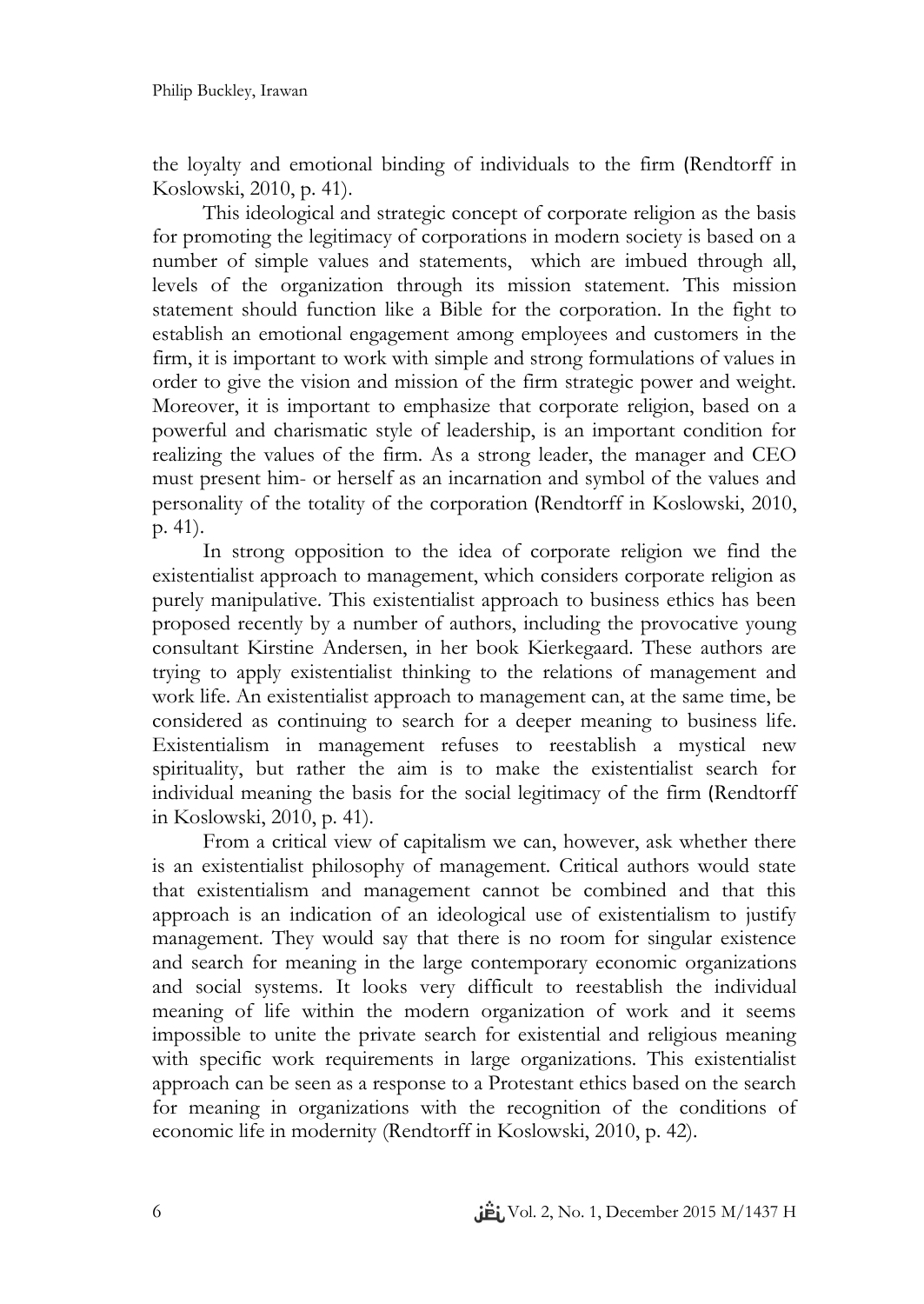the loyalty and emotional binding of individuals to the firm (Rendtorff in Koslowski, 2010, p. 41).

This ideological and strategic concept of corporate religion as the basis for promoting the legitimacy of corporations in modern society is based on a number of simple values and statements, which are imbued through all, levels of the organization through its mission statement. This mission statement should function like a Bible for the corporation. In the fight to establish an emotional engagement among employees and customers in the firm, it is important to work with simple and strong formulations of values in order to give the vision and mission of the firm strategic power and weight. Moreover, it is important to emphasize that corporate religion, based on a powerful and charismatic style of leadership, is an important condition for realizing the values of the firm. As a strong leader, the manager and CEO must present him- or herself as an incarnation and symbol of the values and personality of the totality of the corporation (Rendtorff in Koslowski, 2010, p. 41).

In strong opposition to the idea of corporate religion we find the existentialist approach to management, which considers corporate religion as purely manipulative. This existentialist approach to business ethics has been proposed recently by a number of authors, including the provocative young consultant Kirstine Andersen, in her book Kierkegaard. These authors are trying to apply existentialist thinking to the relations of management and work life. An existentialist approach to management can, at the same time, be considered as continuing to search for a deeper meaning to business life. Existentialism in management refuses to reestablish a mystical new spirituality, but rather the aim is to make the existentialist search for individual meaning the basis for the social legitimacy of the firm (Rendtorff in Koslowski, 2010, p. 41).

From a critical view of capitalism we can, however, ask whether there is an existentialist philosophy of management. Critical authors would state that existentialism and management cannot be combined and that this approach is an indication of an ideological use of existentialism to justify management. They would say that there is no room for singular existence and search for meaning in the large contemporary economic organizations and social systems. It looks very difficult to reestablish the individual meaning of life within the modern organization of work and it seems impossible to unite the private search for existential and religious meaning with specific work requirements in large organizations. This existentialist approach can be seen as a response to a Protestant ethics based on the search for meaning in organizations with the recognition of the conditions of economic life in modernity (Rendtorff in Koslowski, 2010, p. 42).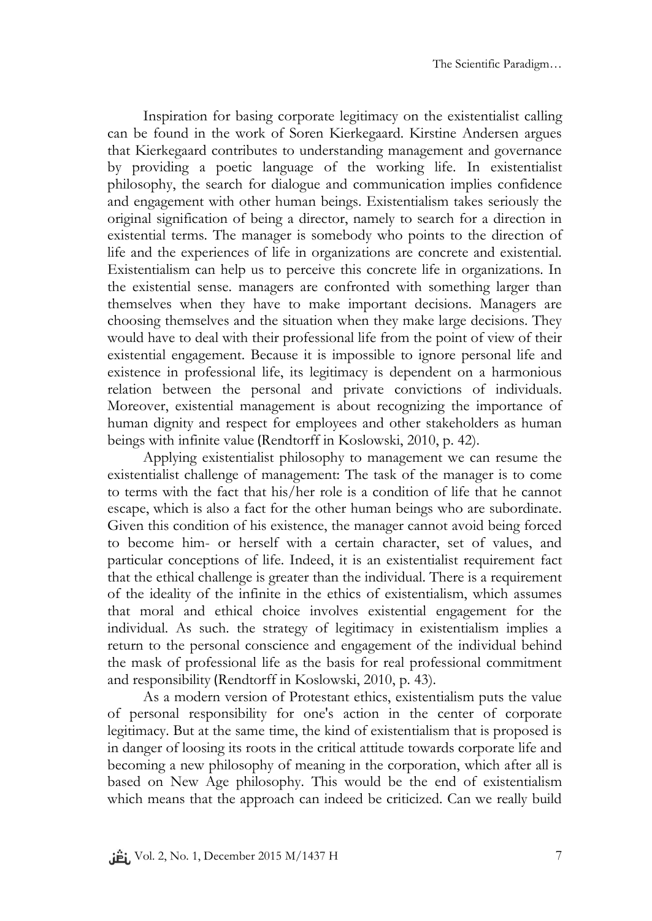Inspiration for basing corporate legitimacy on the existentialist calling can be found in the work of Soren Kierkegaard. Kirstine Andersen argues that Kierkegaard contributes to understanding management and governance by providing a poetic language of the working life. In existentialist philosophy, the search for dialogue and communication implies confidence and engagement with other human beings. Existentialism takes seriously the original signification of being a director, namely to search for a direction in existential terms. The manager is somebody who points to the direction of life and the experiences of life in organizations are concrete and existential. Existentialism can help us to perceive this concrete life in organizations. In the existential sense. managers are confronted with something larger than themselves when they have to make important decisions. Managers are choosing themselves and the situation when they make large decisions. They would have to deal with their professional life from the point of view of their existential engagement. Because it is impossible to ignore personal life and existence in professional life, its legitimacy is dependent on a harmonious relation between the personal and private convictions of individuals. Moreover, existential management is about recognizing the importance of human dignity and respect for employees and other stakeholders as human beings with infinite value (Rendtorff in Koslowski, 2010, p. 42).

Applying existentialist philosophy to management we can resume the existentialist challenge of management: The task of the manager is to come to terms with the fact that his/her role is a condition of life that he cannot escape, which is also a fact for the other human beings who are subordinate. Given this condition of his existence, the manager cannot avoid being forced to become him- or herself with a certain character, set of values, and particular conceptions of life. Indeed, it is an existentialist requirement fact that the ethical challenge is greater than the individual. There is a requirement of the ideality of the infinite in the ethics of existentialism, which assumes that moral and ethical choice involves existential engagement for the individual. As such. the strategy of legitimacy in existentialism implies a return to the personal conscience and engagement of the individual behind the mask of professional life as the basis for real professional commitment and responsibility (Rendtorff in Koslowski, 2010, p. 43).

As a modern version of Protestant ethics, existentialism puts the value of personal responsibility for one's action in the center of corporate legitimacy. But at the same time, the kind of existentialism that is proposed is in danger of loosing its roots in the critical attitude towards corporate life and becoming a new philosophy of meaning in the corporation, which after all is based on New Age philosophy. This would be the end of existentialism which means that the approach can indeed be criticized. Can we really build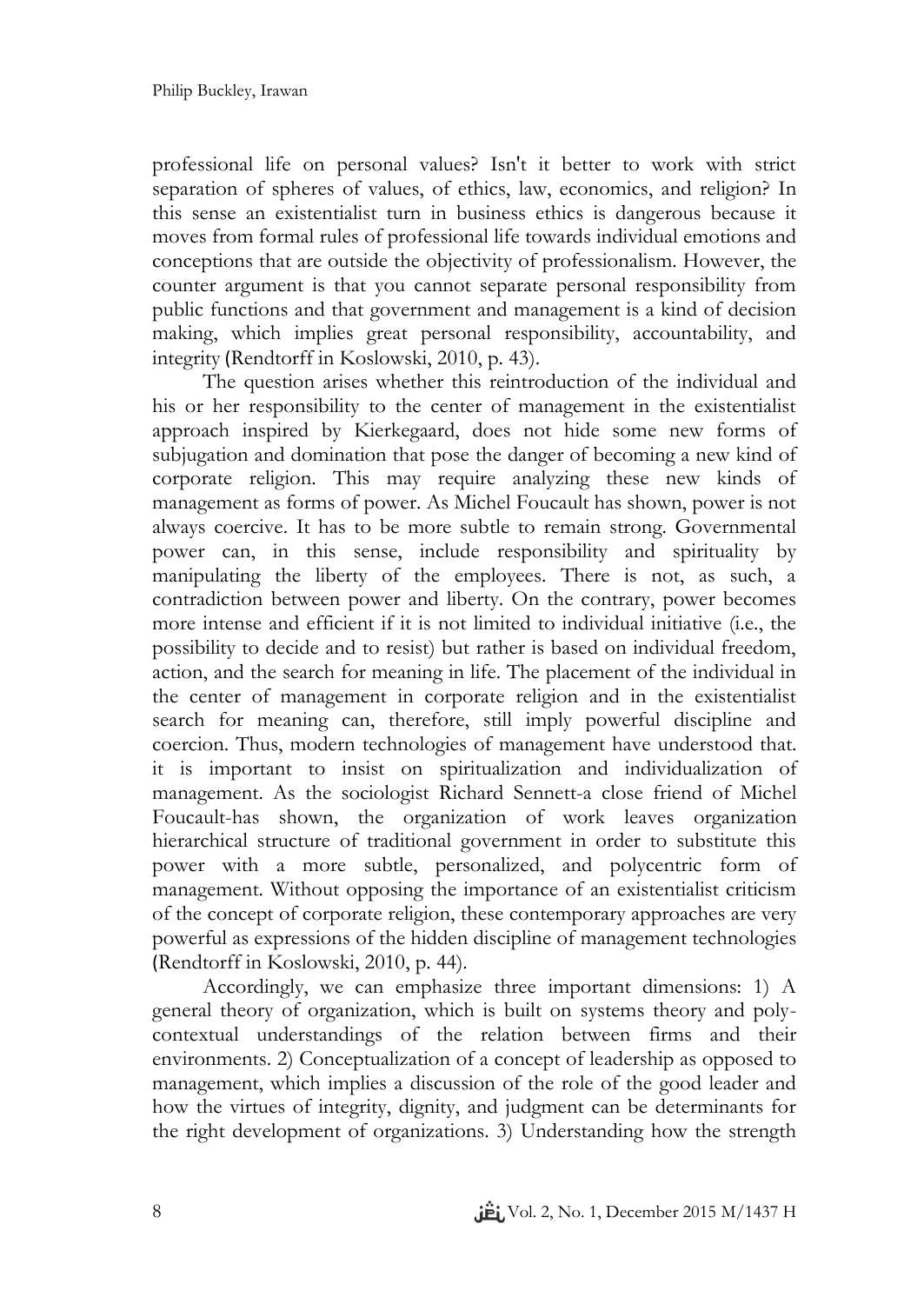professional life on personal values? Isn't it better to work with strict separation of spheres of values, of ethics, law, economics, and religion? In this sense an existentialist turn in business ethics is dangerous because it moves from formal rules of professional life towards individual emotions and conceptions that are outside the objectivity of professionalism. However, the counter argument is that you cannot separate personal responsibility from public functions and that government and management is a kind of decision making, which implies great personal responsibility, accountability, and integrity (Rendtorff in Koslowski, 2010, p. 43).

The question arises whether this reintroduction of the individual and his or her responsibility to the center of management in the existentialist approach inspired by Kierkegaard, does not hide some new forms of subjugation and domination that pose the danger of becoming a new kind of corporate religion. This may require analyzing these new kinds of management as forms of power. As Michel Foucault has shown, power is not always coercive. It has to be more subtle to remain strong. Governmental power can, in this sense, include responsibility and spirituality by manipulating the liberty of the employees. There is not, as such, a contradiction between power and liberty. On the contrary, power becomes more intense and efficient if it is not limited to individual initiative (i.e., the possibility to decide and to resist) but rather is based on individual freedom, action, and the search for meaning in life. The placement of the individual in the center of management in corporate religion and in the existentialist search for meaning can, therefore, still imply powerful discipline and coercion. Thus, modern technologies of management have understood that. it is important to insist on spiritualization and individualization of management. As the sociologist Richard Sennett-a close friend of Michel Foucault-has shown, the organization of work leaves organization hierarchical structure of traditional government in order to substitute this power with a more subtle, personalized, and polycentric form of management. Without opposing the importance of an existentialist criticism of the concept of corporate religion, these contemporary approaches are very powerful as expressions of the hidden discipline of management technologies (Rendtorff in Koslowski, 2010, p. 44).

Accordingly, we can emphasize three important dimensions: 1) A general theory of organization, which is built on systems theory and poly-contextual understandings of the relation between firms and their environments. 2) Conceptualization of a concept of leadership as opposed to management, which implies a discussion of the role of the good leader and how the virtues of integrity, dignity, and judgment can be determinants for the right development of organizations. 3) Understanding how the strength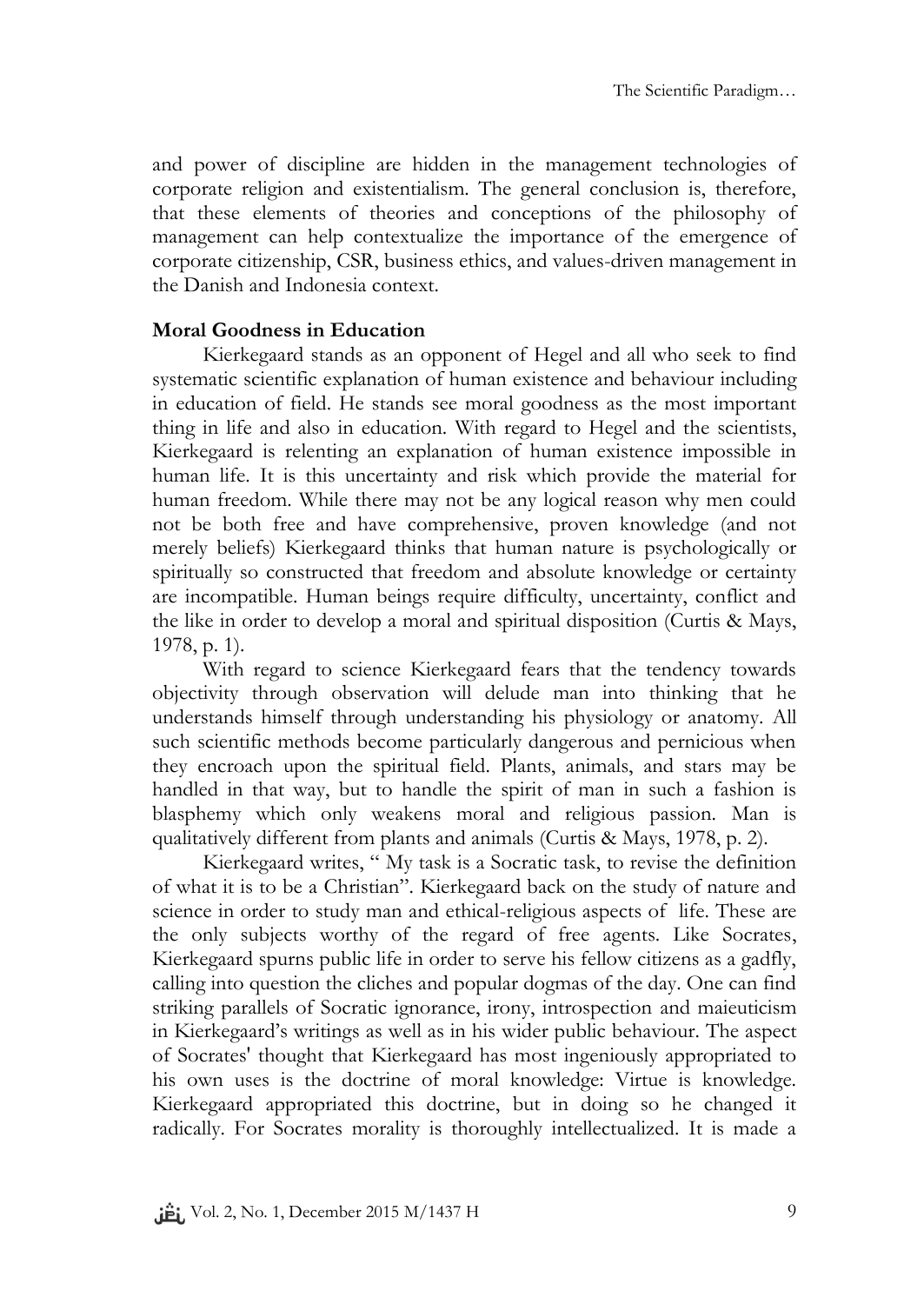and power of discipline are hidden in the management technologies of corporate religion and existentialism. The general conclusion is, therefore, that these elements of theories and conceptions of the philosophy of management can help contextualize the importance of the emergence of corporate citizenship, CSR, business ethics, and values-driven management in the Danish and Indonesia context.

**Moral Goodness in Education**

Kierkegaard stands as an opponent of Hegel and all who seek to find systematic scientific explanation of human existence and behaviour including in education of field. He stands see moral goodness as the most important thing in life and also in education. With regard to Hegel and the scientists, Kierkegaard is relenting an explanation of human existence impossible in human life. It is this uncertainty and risk which provide the material for human freedom. While there may not be any logical reason why men could not be both free and have comprehensive, proven knowledge (and not merely beliefs) Kierkegaard thinks that human nature is psychologically or spiritually so constructed that freedom and absolute knowledge or certainty are incompatible. Human beings require difficulty, uncertainty, conflict and the like in order to develop a moral and spiritual disposition (Curtis & Mays, 1978, p. 1).

With regard to science Kierkegaard fears that the tendency towards objectivity through observation will delude man into thinking that he understands himself through understanding his physiology or anatomy. All such scientific methods become particularly dangerous and pernicious when they encroach upon the spiritual field. Plants, animals, and stars may be handled in that way, but to handle the spirit of man in such a fashion is blasphemy which only weakens moral and religious passion. Man is qualitatively different from plants and animals (Curtis & Mays, 1978, p. 2).

Kierkegaard writes, " My task is a Socratic task, to revise the definition of what it is to be a Christian". Kierkegaard back on the study of nature and science in order to study man and ethical-religious aspects of life. These are the only subjects worthy of the regard of free agents. Like Socrates, Kierkegaard spurns public life in order to serve his fellow citizens as a gadfly, calling into question the cliches and popular dogmas of the day. One can find striking parallels of Socratic ignorance, irony, introspection and maieuticism in Kierkegaard's writings as well as in his wider public behaviour. The aspect of Socrates' thought that Kierkegaard has most ingeniously appropriated to his own uses is the doctrine of moral knowledge: Virtue is knowledge. Kierkegaard appropriated this doctrine, but in doing so he changed it radically. For Socrates morality is thoroughly intellectualized. It is made a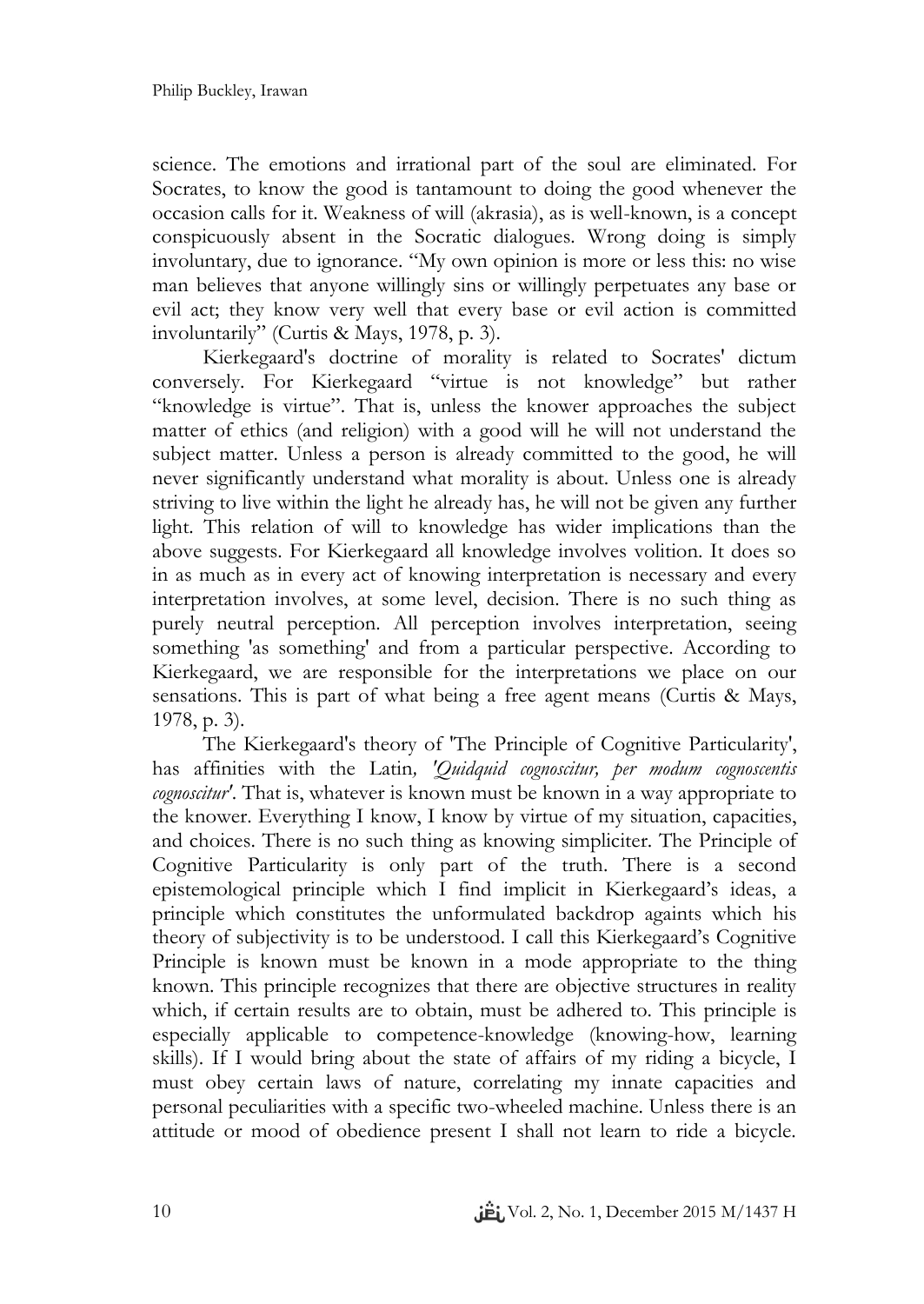science. The emotions and irrational part of the soul are eliminated. For Socrates, to know the good is tantamount to doing the good whenever the occasion calls for it. Weakness of will (akrasia), as is well-known, is a concept conspicuously absent in the Socratic dialogues. Wrong doing is simply involuntary, due to ignorance. "My own opinion is more or less this: no wise man believes that anyone willingly sins or willingly perpetuates any base or evil act; they know very well that every base or evil action is committed involuntarily" (Curtis & Mays, 1978, p. 3).

Kierkegaard's doctrine of morality is related to Socrates' dictum conversely. For Kierkegaard "virtue is not knowledge" but rather "knowledge is virtue". That is, unless the knower approaches the subject matter of ethics (and religion) with a good will he will not understand the subject matter. Unless a person is already committed to the good, he will never significantly understand what morality is about. Unless one is already striving to live within the light he already has, he will not be given any further light. This relation of will to knowledge has wider implications than the above suggests. For Kierkegaard all knowledge involves volition. It does so in as much as in every act of knowing interpretation is necessary and every interpretation involves, at some level, decision. There is no such thing as purely neutral perception. All perception involves interpretation, seeing something 'as something' and from a particular perspective. According to Kierkegaard, we are responsible for the interpretations we place on our sensations. This is part of what being a free agent means (Curtis & Mays, 1978, p. 3).

The Kierkegaard's theory of 'The Principle of Cognitive Particularity', has affinities with the Latin*, 'Quidquid cognoscitur, per modum cognoscentis cognoscitur'*. That is, whatever is known must be known in a way appropriate to the knower. Everything I know, I know by virtue of my situation, capacities, and choices. There is no such thing as knowing simpliciter. The Principle of Cognitive Particularity is only part of the truth. There is a second epistemological principle which I find implicit in Kierkegaard's ideas, a principle which constitutes the unformulated backdrop againts which his theory of subjectivity is to be understood. I call this Kierkegaard's Cognitive Principle is known must be known in a mode appropriate to the thing known. This principle recognizes that there are objective structures in reality which, if certain results are to obtain, must be adhered to. This principle is especially applicable to competence-knowledge (knowing-how, learning skills). If I would bring about the state of affairs of my riding a bicycle, I must obey certain laws of nature, correlating my innate capacities and personal peculiarities with a specific two-wheeled machine. Unless there is an attitude or mood of obedience present I shall not learn to ride a bicycle.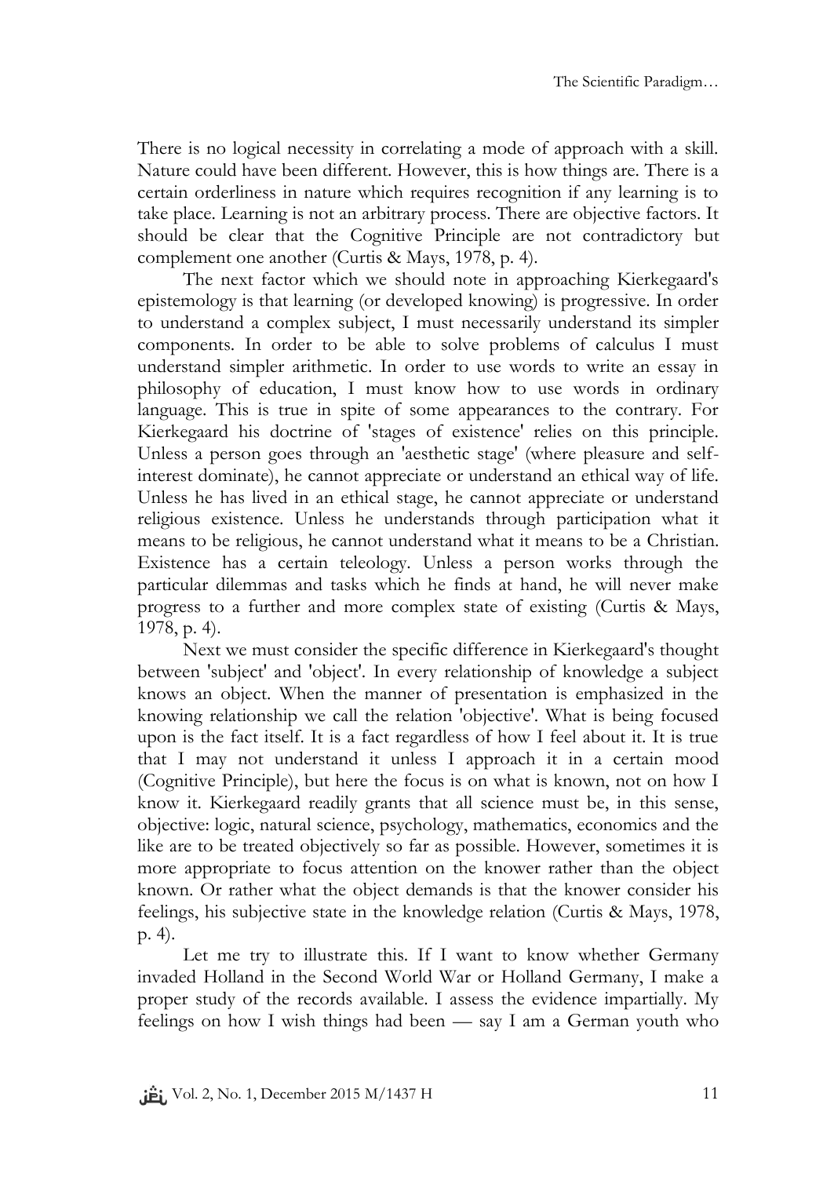There is no logical necessity in correlating a mode of approach with a skill. Nature could have been different. However, this is how things are. There is a certain orderliness in nature which requires recognition if any learning is to take place. Learning is not an arbitrary process. There are objective factors. It should be clear that the Cognitive Principle are not contradictory but complement one another (Curtis & Mays, 1978, p. 4).

The next factor which we should note in approaching Kierkegaard's epistemology is that learning (or developed knowing) is progressive. In order to understand a complex subject, I must necessarily understand its simpler components. In order to be able to solve problems of calculus I must understand simpler arithmetic. In order to use words to write an essay in philosophy of education, I must know how to use words in ordinary language. This is true in spite of some appearances to the contrary. For Kierkegaard his doctrine of 'stages of existence' relies on this principle. Unless a person goes through an 'aesthetic stage' (where pleasure and self-interest dominate), he cannot appreciate or understand an ethical way of life. Unless he has lived in an ethical stage, he cannot appreciate or understand religious existence. Unless he understands through participation what it means to be religious, he cannot understand what it means to be a Christian. Existence has a certain teleology. Unless a person works through the particular dilemmas and tasks which he finds at hand, he will never make progress to a further and more complex state of existing (Curtis & Mays, 1978, p. 4).

Next we must consider the specific difference in Kierkegaard's thought between 'subject' and 'object'. In every relationship of knowledge a subject knows an object. When the manner of presentation is emphasized in the knowing relationship we call the relation 'objective'. What is being focused upon is the fact itself. It is a fact regardless of how I feel about it. It is true that I may not understand it unless I approach it in a certain mood (Cognitive Principle), but here the focus is on what is known, not on how I know it. Kierkegaard readily grants that all science must be, in this sense, objective: logic, natural science, psychology, mathematics, economics and the like are to be treated objectively so far as possible. However, sometimes it is more appropriate to focus attention on the knower rather than the object known. Or rather what the object demands is that the knower consider his feelings, his subjective state in the knowledge relation (Curtis & Mays, 1978, p. 4).

Let me try to illustrate this. If I want to know whether Germany invaded Holland in the Second World War or Holland Germany, I make a proper study of the records available. I assess the evidence impartially. My feelings on how I wish things had been — say I am a German youth who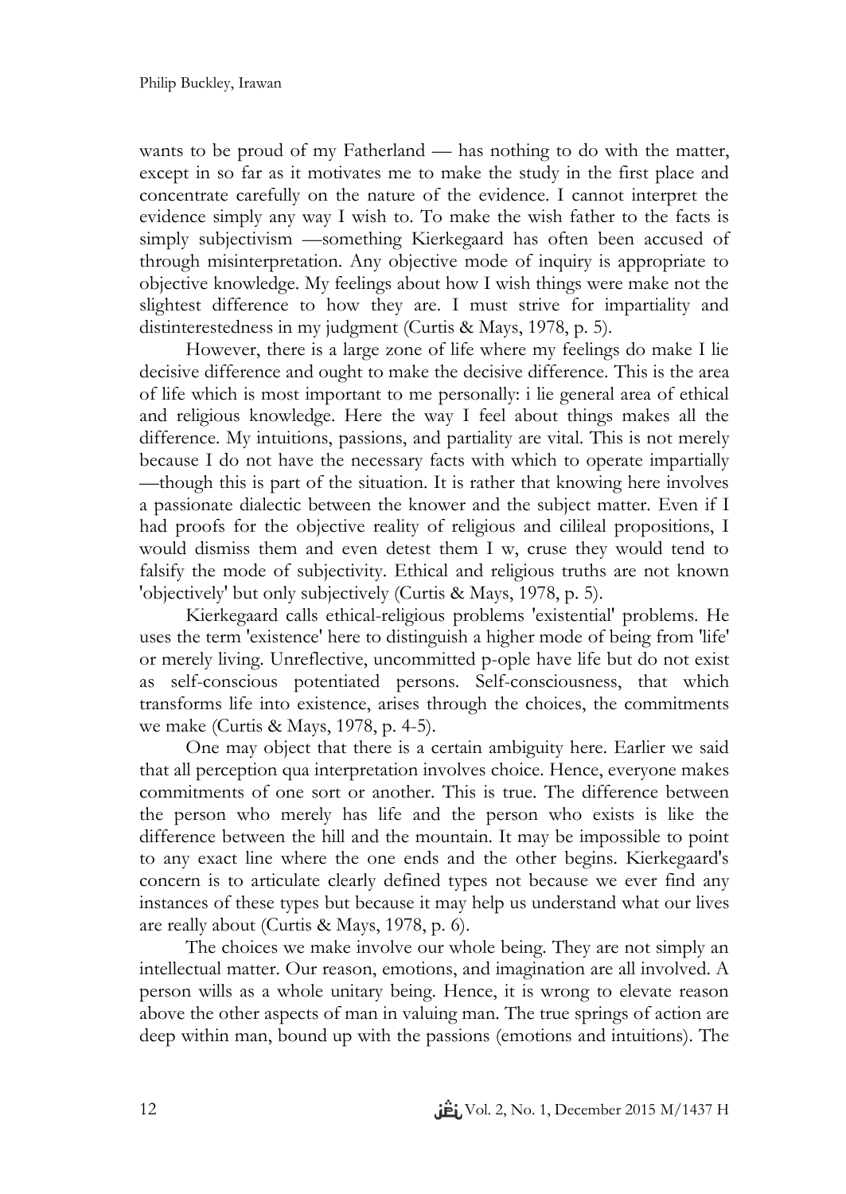wants to be proud of my Fatherland — has nothing to do with the matter, except in so far as it motivates me to make the study in the first place and concentrate carefully on the nature of the evidence. I cannot interpret the evidence simply any way I wish to. To make the wish father to the facts is simply subjectivism —something Kierkegaard has often been accused of through misinterpretation. Any objective mode of inquiry is appropriate to objective knowledge. My feelings about how I wish things were make not the slightest difference to how they are. I must strive for impartiality and distinterestedness in my judgment (Curtis & Mays, 1978, p. 5).

However, there is a large zone of life where my feelings do make I lie decisive difference and ought to make the decisive difference. This is the area of life which is most important to me personally: i lie general area of ethical and religious knowledge. Here the way I feel about things makes all the difference. My intuitions, passions, and partiality are vital. This is not merely because I do not have the necessary facts with which to operate impartially —though this is part of the situation. It is rather that knowing here involves a passionate dialectic between the knower and the subject matter. Even if I had proofs for the objective reality of religious and cilileal propositions, I would dismiss them and even detest them I w, cruse they would tend to falsify the mode of subjectivity. Ethical and religious truths are not known 'objectively' but only subjectively (Curtis & Mays, 1978, p. 5).

Kierkegaard calls ethical-religious problems 'existential' problems. He uses the term 'existence' here to distinguish a higher mode of being from 'life' or merely living. Unreflective, uncommitted p-ople have life but do not exist as self-conscious potentiated persons. Self-consciousness, that which transforms life into existence, arises through the choices, the commitments we make (Curtis & Mays, 1978, p. 4-5).

One may object that there is a certain ambiguity here. Earlier we said that all perception qua interpretation involves choice. Hence, everyone makes commitments of one sort or another. This is true. The difference between the person who merely has life and the person who exists is like the difference between the hill and the mountain. It may be impossible to point to any exact line where the one ends and the other begins. Kierkegaard's concern is to articulate clearly defined types not because we ever find any instances of these types but because it may help us understand what our lives are really about (Curtis & Mays, 1978, p. 6).

The choices we make involve our whole being. They are not simply an intellectual matter. Our reason, emotions, and imagination are all involved. A person wills as a whole unitary being. Hence, it is wrong to elevate reason above the other aspects of man in valuing man. The true springs of action are deep within man, bound up with the passions (emotions and intuitions). The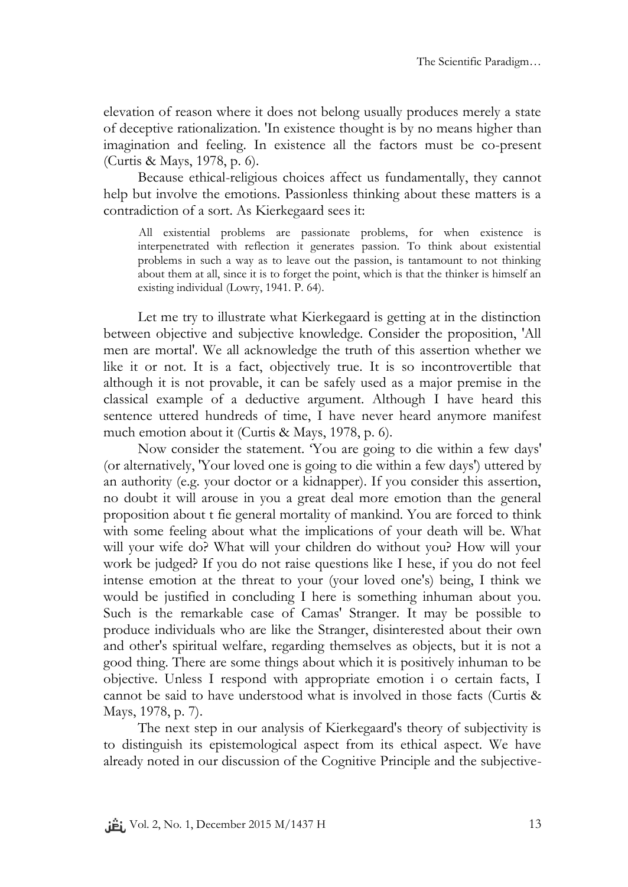elevation of reason where it does not belong usually produces merely a state of deceptive rationalization. 'In existence thought is by no means higher than imagination and feeling. In existence all the factors must be co-present (Curtis & Mays, 1978, p. 6).

Because ethical-religious choices affect us fundamentally, they cannot help but involve the emotions. Passionless thinking about these matters is a contradiction of a sort. As Kierkegaard sees it:

> All existential problems are passionate problems, for when existence is interpenetrated with reflection it generates passion. To think about existential problems in such a way as to leave out the passion, is tantamount to not thinking about them at all, since it is to forget the point, which is that the thinker is himself an existing individual (Lowry, 1941. P. 64).

Let me try to illustrate what Kierkegaard is getting at in the distinction between objective and subjective knowledge. Consider the proposition, 'All men are mortal'. We all acknowledge the truth of this assertion whether we like it or not. It is a fact, objectively true. It is so incontrovertible that although it is not provable, it can be safely used as a major premise in the classical example of a deductive argument. Although I have heard this sentence uttered hundreds of time, I have never heard anymore manifest much emotion about it (Curtis & Mays, 1978, p. 6).

Now consider the statement. 'You are going to die within a few days' (or alternatively, 'Your loved one is going to die within a few days') uttered by an authority (e.g. your doctor or a kidnapper). If you consider this assertion, no doubt it will arouse in you a great deal more emotion than the general proposition about t fie general mortality of mankind. You are forced to think with some feeling about what the implications of your death will be. What will your wife do? What will your children do without you? How will your work be judged? If you do not raise questions like I hese, if you do not feel intense emotion at the threat to your (your loved one's) being, I think we would be justified in concluding I here is something inhuman about you. Such is the remarkable case of Camas' Stranger. It may be possible to produce individuals who are like the Stranger, disinterested about their own and other's spiritual welfare, regarding themselves as objects, but it is not a good thing. There are some things about which it is positively inhuman to be objective. Unless I respond with appropriate emotion i o certain facts, I cannot be said to have understood what is involved in those facts (Curtis & Mays, 1978, p. 7).

The next step in our analysis of Kierkegaard's theory of subjectivity is to distinguish its epistemological aspect from its ethical aspect. We have already noted in our discussion of the Cognitive Principle and the subjective-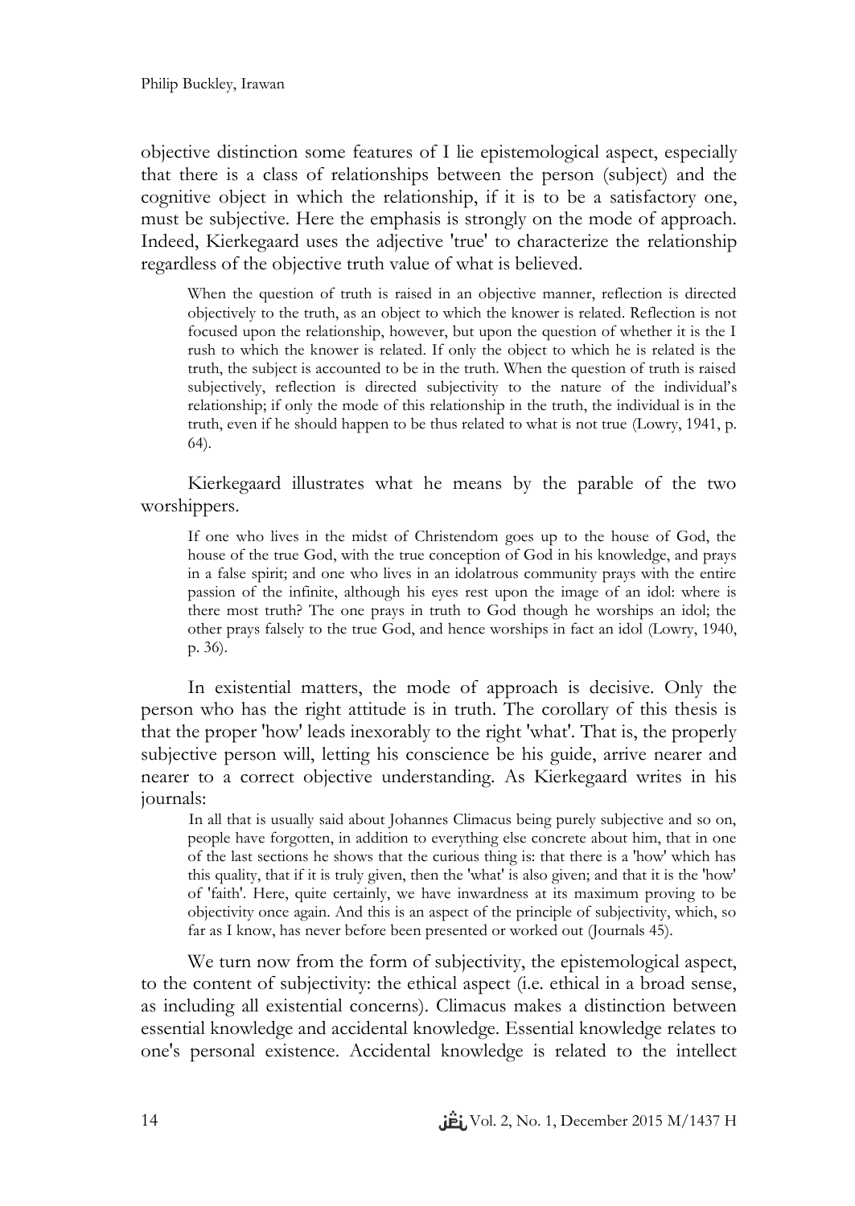objective distinction some features of I lie epistemological aspect, especially that there is a class of relationships between the person (subject) and the cognitive object in which the relationship, if it is to be a satisfactory one, must be subjective. Here the emphasis is strongly on the mode of approach. Indeed, Kierkegaard uses the adjective 'true' to characterize the relationship regardless of the objective truth value of what is believed.

> When the question of truth is raised in an objective manner, reflection is directed objectively to the truth, as an object to which the knower is related. Reflection is not focused upon the relationship, however, but upon the question of whether it is the I rush to which the knower is related. If only the object to which he is related is the truth, the subject is accounted to be in the truth. When the question of truth is raised subjectively, reflection is directed subjectivity to the nature of the individual's relationship; if only the mode of this relationship in the truth, the individual is in the truth, even if he should happen to be thus related to what is not true (Lowry, 1941, p. 64).

Kierkegaard illustrates what he means by the parable of the two worshippers.

> If one who lives in the midst of Christendom goes up to the house of God, the house of the true God, with the true conception of God in his knowledge, and prays in a false spirit; and one who lives in an idolatrous community prays with the entire passion of the infinite, although his eyes rest upon the image of an idol: where is there most truth? The one prays in truth to God though he worships an idol; the other prays falsely to the true God, and hence worships in fact an idol (Lowry, 1940, p. 36).

In existential matters, the mode of approach is decisive. Only the person who has the right attitude is in truth. The corollary of this thesis is that the proper 'how' leads inexorably to the right 'what'. That is, the properly subjective person will, letting his conscience be his guide, arrive nearer and nearer to a correct objective understanding. As Kierkegaard writes in his journals:

> In all that is usually said about Johannes Climacus being purely subjective and so on, people have forgotten, in addition to everything else concrete about him, that in one of the last sections he shows that the curious thing is: that there is a 'how' which has this quality, that if it is truly given, then the 'what' is also given; and that it is the 'how' of 'faith'. Here, quite certainly, we have inwardness at its maximum proving to be objectivity once again. And this is an aspect of the principle of subjectivity, which, so far as I know, has never before been presented or worked out (Journals 45).

We turn now from the form of subjectivity, the epistemological aspect, to the content of subjectivity: the ethical aspect (i.e. ethical in a broad sense, as including all existential concerns). Climacus makes a distinction between essential knowledge and accidental knowledge. Essential knowledge relates to one's personal existence. Accidental knowledge is related to the intellect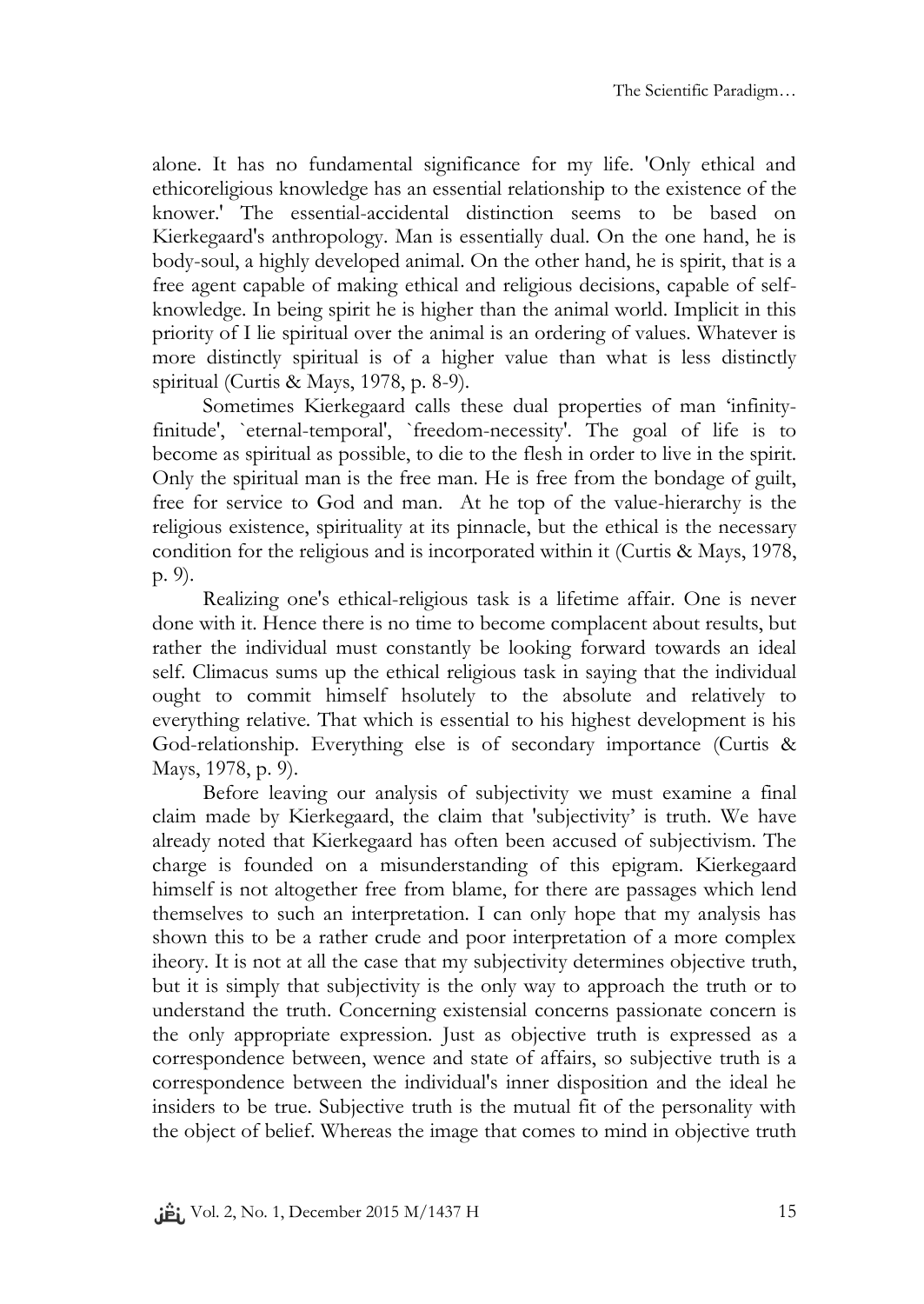alone. It has no fundamental significance for my life. 'Only ethical and ethicoreligious knowledge has an essential relationship to the existence of the knower.' The essential-accidental distinction seems to be based on Kierkegaard's anthropology. Man is essentially dual. On the one hand, he is body-soul, a highly developed animal. On the other hand, he is spirit, that is a free agent capable of making ethical and religious decisions, capable of self-knowledge. In being spirit he is higher than the animal world. Implicit in this priority of I lie spiritual over the animal is an ordering of values. Whatever is more distinctly spiritual is of a higher value than what is less distinctly spiritual (Curtis & Mays, 1978, p. 8-9).

Sometimes Kierkegaard calls these dual properties of man 'infinity-finitude', `eternal-temporal', `freedom-necessity'. The goal of life is to become as spiritual as possible, to die to the flesh in order to live in the spirit. Only the spiritual man is the free man. He is free from the bondage of guilt, free for service to God and man. At he top of the value-hierarchy is the religious existence, spirituality at its pinnacle, but the ethical is the necessary condition for the religious and is incorporated within it (Curtis & Mays, 1978, p. 9).

Realizing one's ethical-religious task is a lifetime affair. One is never done with it. Hence there is no time to become complacent about results, but rather the individual must constantly be looking forward towards an ideal self. Climacus sums up the ethical religious task in saying that the individual ought to commit himself hsolutely to the absolute and relatively to everything relative. That which is essential to his highest development is his God-relationship. Everything else is of secondary importance (Curtis & Mays, 1978, p. 9).

Before leaving our analysis of subjectivity we must examine a final claim made by Kierkegaard, the claim that 'subjectivity' is truth. We have already noted that Kierkegaard has often been accused of subjectivism. The charge is founded on a misunderstanding of this epigram. Kierkegaard himself is not altogether free from blame, for there are passages which lend themselves to such an interpretation. I can only hope that my analysis has shown this to be a rather crude and poor interpretation of a more complex iheory. It is not at all the case that my subjectivity determines objective truth, but it is simply that subjectivity is the only way to approach the truth or to understand the truth. Concerning existensial concerns passionate concern is the only appropriate expression. Just as objective truth is expressed as a correspondence between, wence and state of affairs, so subjective truth is a correspondence between the individual's inner disposition and the ideal he insiders to be true. Subjective truth is the mutual fit of the personality with the object of belief. Whereas the image that comes to mind in objective truth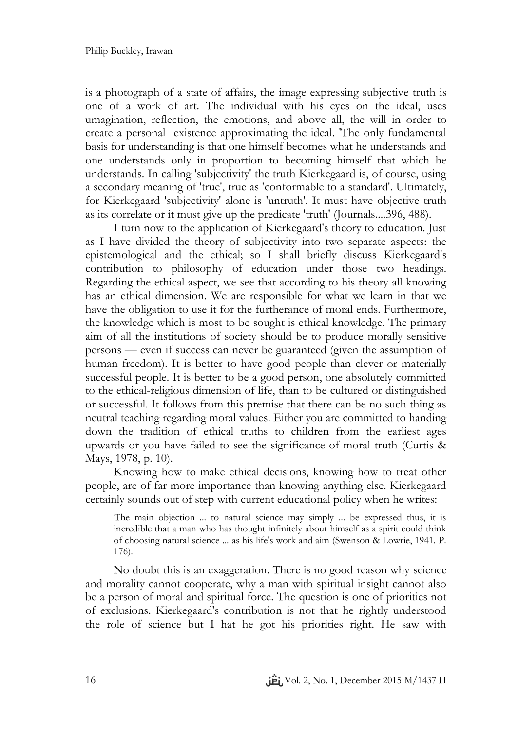is a photograph of a state of affairs, the image expressing subjective truth is one of a work of art. The individual with his eyes on the ideal, uses umagination, reflection, the emotions, and above all, the will in order to create a personal existence approximating the ideal. 'The only fundamental basis for understanding is that one himself becomes what he understands and one understands only in proportion to becoming himself that which he understands. In calling 'subjectivity' the truth Kierkegaard is, of course, using a secondary meaning of 'true', true as 'conformable to a standard'. Ultimately, for Kierkegaard 'subjectivity' alone is 'untruth'. It must have objective truth as its correlate or it must give up the predicate 'truth' (Journals....396, 488).

I turn now to the application of Kierkegaard's theory to education. Just as I have divided the theory of subjectivity into two separate aspects: the epistemological and the ethical; so I shall briefly discuss Kierkegaard's contribution to philosophy of education under those two headings. Regarding the ethical aspect, we see that according to his theory all knowing has an ethical dimension. We are responsible for what we learn in that we have the obligation to use it for the furtherance of moral ends. Furthermore, the knowledge which is most to be sought is ethical knowledge. The primary aim of all the institutions of society should be to produce morally sensitive persons — even if success can never be guaranteed (given the assumption of human freedom). It is better to have good people than clever or materially successful people. It is better to be a good person, one absolutely committed to the ethical-religious dimension of life, than to be cultured or distinguished or successful. It follows from this premise that there can be no such thing as neutral teaching regarding moral values. Either you are committed to handing down the tradition of ethical truths to children from the earliest ages upwards or you have failed to see the significance of moral truth (Curtis & Mays, 1978, p. 10).

Knowing how to make ethical decisions, knowing how to treat other people, are of far more importance than knowing anything else. Kierkegaard certainly sounds out of step with current educational policy when he writes:

> The main objection ... to natural science may simply ... be expressed thus, it is incredible that a man who has thought infinitely about himself as a spirit could think of choosing natural science ... as his life's work and aim (Swenson & Lowrie, 1941. P. 176).

No doubt this is an exaggeration. There is no good reason why science and morality cannot cooperate, why a man with spiritual insight cannot also be a person of moral and spiritual force. The question is one of priorities not of exclusions. Kierkegaard's contribution is not that he rightly understood the role of science but I hat he got his priorities right. He saw with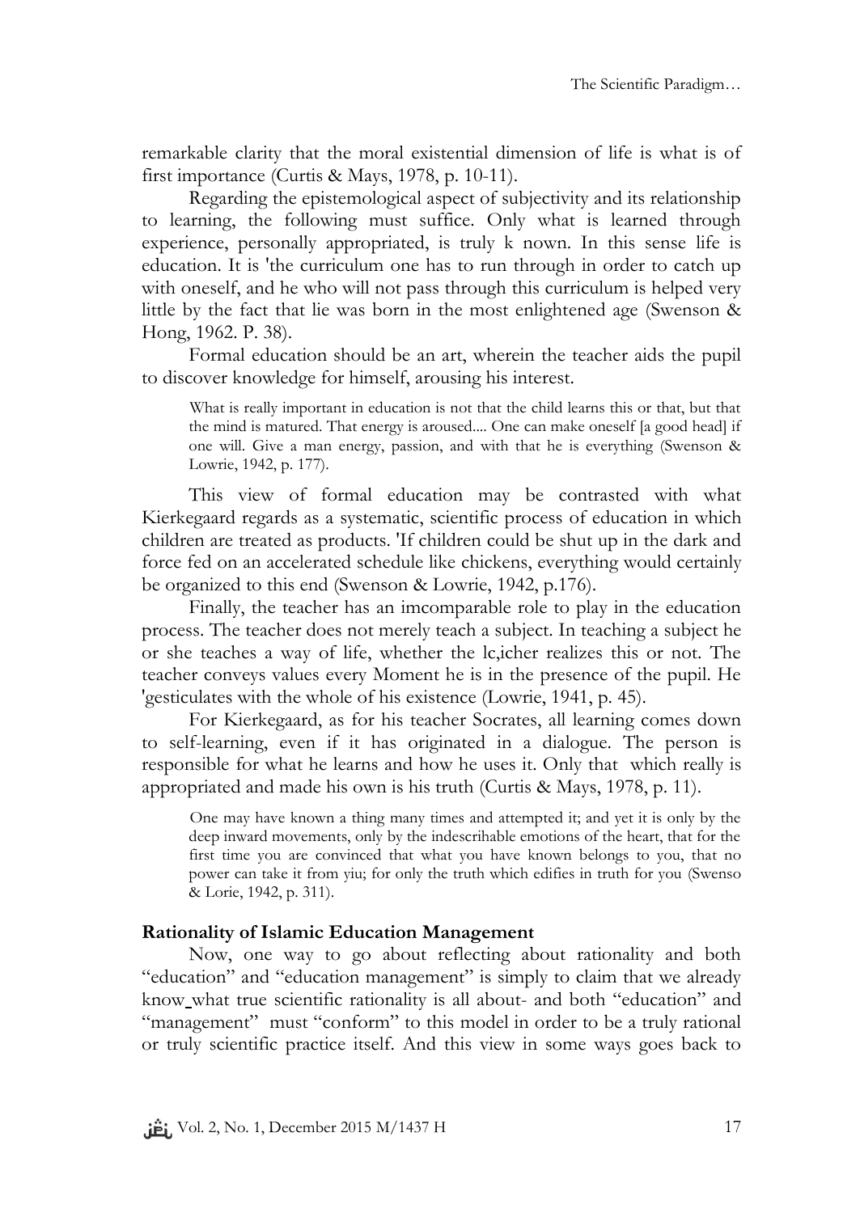remarkable clarity that the moral existential dimension of life is what is of first importance (Curtis & Mays, 1978, p. 10-11).

Regarding the epistemological aspect of subjectivity and its relationship to learning, the following must suffice. Only what is learned through experience, personally appropriated, is truly k nown. In this sense life is education. It is 'the curriculum one has to run through in order to catch up with oneself, and he who will not pass through this curriculum is helped very little by the fact that lie was born in the most enlightened age (Swenson & Hong, 1962. P. 38).

Formal education should be an art, wherein the teacher aids the pupil to discover knowledge for himself, arousing his interest.

> What is really important in education is not that the child learns this or that, but that the mind is matured. That energy is aroused.... One can make oneself [a good head] if one will. Give a man energy, passion, and with that he is everything (Swenson & Lowrie, 1942, p. 177).

This view of formal education may be contrasted with what Kierkegaard regards as a systematic, scientific process of education in which children are treated as products. 'If children could be shut up in the dark and force fed on an accelerated schedule like chickens, everything would certainly be organized to this end (Swenson & Lowrie, 1942, p.176).

Finally, the teacher has an imcomparable role to play in the education process. The teacher does not merely teach a subject. In teaching a subject he or she teaches a way of life, whether the lc,icher realizes this or not. The teacher conveys values every Moment he is in the presence of the pupil. He 'gesticulates with the whole of his existence (Lowrie, 1941, p. 45).

For Kierkegaard, as for his teacher Socrates, all learning comes down to self-learning, even if it has originated in a dialogue. The person is responsible for what he learns and how he uses it. Only that which really is appropriated and made his own is his truth (Curtis & Mays, 1978, p. 11).

> One may have known a thing many times and attempted it; and yet it is only by the deep inward movements, only by the indescrihable emotions of the heart, that for the first time you are convinced that what you have known belongs to you, that no power can take it from yiu; for only the truth which edifies in truth for you (Swenso & Lorie, 1942, p. 311).

**Rationality of Islamic Education Management**

Now, one way to go about reflecting about rationality and both "education" and "education management" is simply to claim that we already know what true scientific rationality is all about- and both "education" and "management" must "conform" to this model in order to be a truly rational or truly scientific practice itself. And this view in some ways goes back to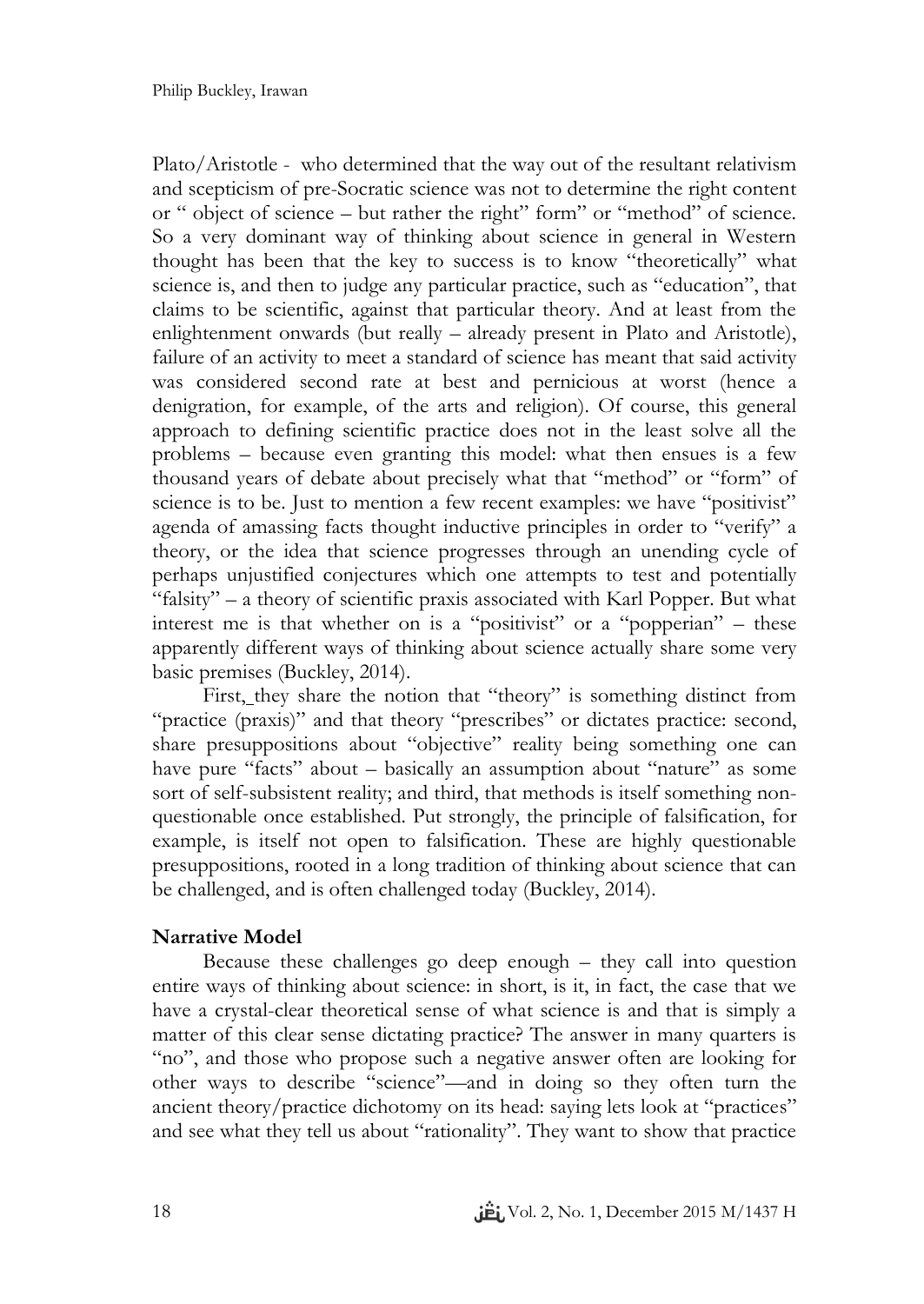Plato/Aristotle - who determined that the way out of the resultant relativism and scepticism of pre-Socratic science was not to determine the right content or " object of science – but rather the right" form" or "method" of science. So a very dominant way of thinking about science in general in Western thought has been that the key to success is to know "theoretically" what science is, and then to judge any particular practice, such as "education", that claims to be scientific, against that particular theory. And at least from the enlightenment onwards (but really – already present in Plato and Aristotle), failure of an activity to meet a standard of science has meant that said activity was considered second rate at best and pernicious at worst (hence a denigration, for example, of the arts and religion). Of course, this general approach to defining scientific practice does not in the least solve all the problems – because even granting this model: what then ensues is a few thousand years of debate about precisely what that "method" or "form" of science is to be. Just to mention a few recent examples: we have "positivist" agenda of amassing facts thought inductive principles in order to "verify" a theory, or the idea that science progresses through an unending cycle of perhaps unjustified conjectures which one attempts to test and potentially "falsity" – a theory of scientific praxis associated with Karl Popper. But what interest me is that whether on is a "positivist" or a "popperian" – these apparently different ways of thinking about science actually share some very basic premises (Buckley, 2014).

First, they share the notion that "theory" is something distinct from "practice (praxis)" and that theory "prescribes" or dictates practice: second, share presuppositions about "objective" reality being something one can have pure "facts" about – basically an assumption about "nature" as some sort of self-subsistent reality; and third, that methods is itself something non-questionable once established. Put strongly, the principle of falsification, for example, is itself not open to falsification. These are highly questionable presuppositions, rooted in a long tradition of thinking about science that can be challenged, and is often challenged today (Buckley, 2014).

**Narrative Model**

Because these challenges go deep enough – they call into question entire ways of thinking about science: in short, is it, in fact, the case that we have a crystal-clear theoretical sense of what science is and that is simply a matter of this clear sense dictating practice? The answer in many quarters is "no", and those who propose such a negative answer often are looking for other ways to describe "science"—and in doing so they often turn the ancient theory/practice dichotomy on its head: saying lets look at "practices" and see what they tell us about "rationality". They want to show that practice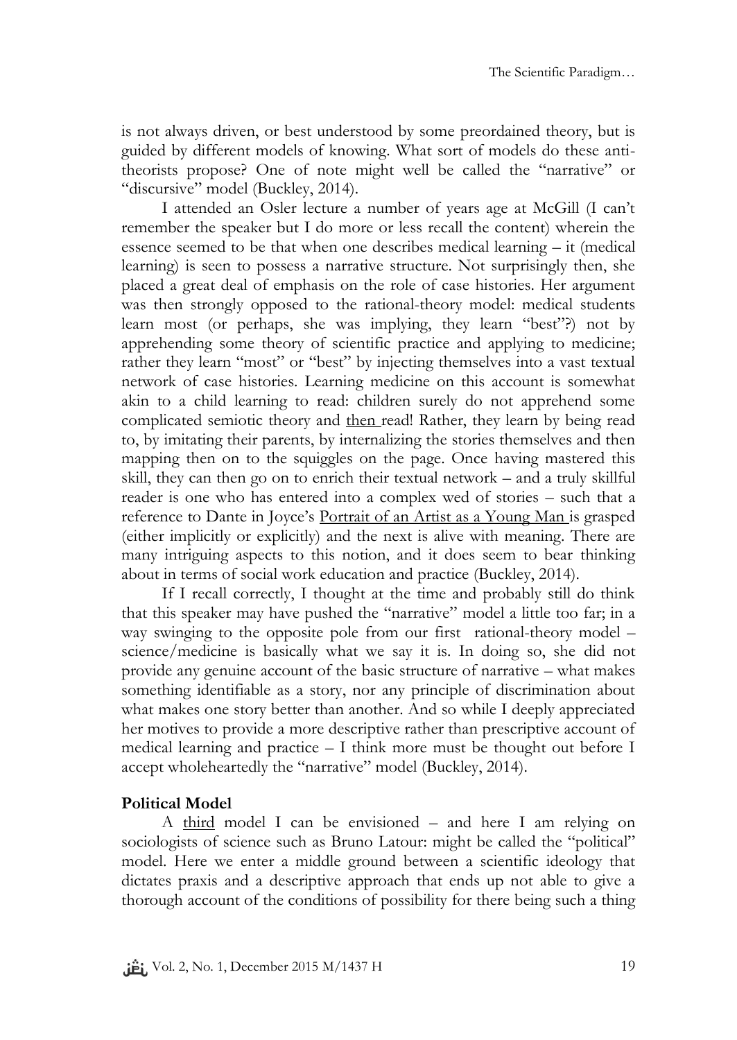is not always driven, or best understood by some preordained theory, but is guided by different models of knowing. What sort of models do these anti-theorists propose? One of note might well be called the "narrative" or "discursive" model (Buckley, 2014).

I attended an Osler lecture a number of years age at McGill (I can't remember the speaker but I do more or less recall the content) wherein the essence seemed to be that when one describes medical learning – it (medical learning) is seen to possess a narrative structure. Not surprisingly then, she placed a great deal of emphasis on the role of case histories. Her argument was then strongly opposed to the rational-theory model: medical students learn most (or perhaps, she was implying, they learn "best"?) not by apprehending some theory of scientific practice and applying to medicine; rather they learn "most" or "best" by injecting themselves into a vast textual network of case histories. Learning medicine on this account is somewhat akin to a child learning to read: children surely do not apprehend some complicated semiotic theory and <u>then</u> read! Rather, they learn by being read to, by imitating their parents, by internalizing the stories themselves and then mapping then on to the squiggles on the page. Once having mastered this skill, they can then go on to enrich their textual network – and a truly skillful reader is one who has entered into a complex wed of stories – such that a reference to Dante in Joyce's <u>Portrait of an Artist as a Young Man</u> is grasped (either implicitly or explicitly) and the next is alive with meaning. There are many intriguing aspects to this notion, and it does seem to bear thinking about in terms of social work education and practice (Buckley, 2014).

If I recall correctly, I thought at the time and probably still do think that this speaker may have pushed the "narrative" model a little too far; in a way swinging to the opposite pole from our first rational-theory model – science/medicine is basically what we say it is. In doing so, she did not provide any genuine account of the basic structure of narrative – what makes something identifiable as a story, nor any principle of discrimination about what makes one story better than another. And so while I deeply appreciated her motives to provide a more descriptive rather than prescriptive account of medical learning and practice – I think more must be thought out before I accept wholeheartedly the "narrative" model (Buckley, 2014).

**Political Model**

A <u>third</u> model I can be envisioned – and here I am relying on sociologists of science such as Bruno Latour: might be called the "political" model. Here we enter a middle ground between a scientific ideology that dictates praxis and a descriptive approach that ends up not able to give a thorough account of the conditions of possibility for there being such a thing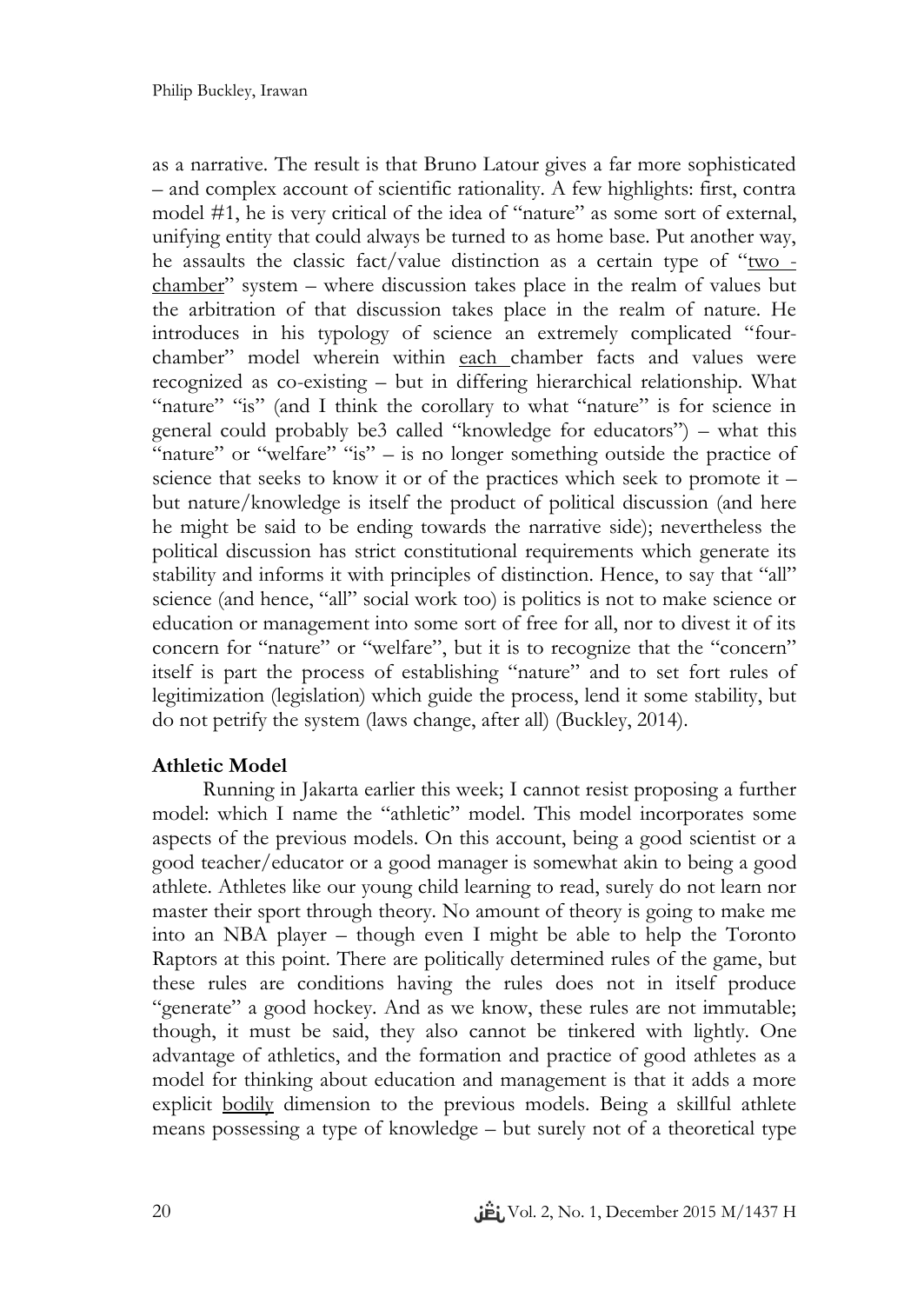as a narrative. The result is that Bruno Latour gives a far more sophisticated – and complex account of scientific rationality. A few highlights: first, contra model #1, he is very critical of the idea of "nature" as some sort of external, unifying entity that could always be turned to as home base. Put another way, he assaults the classic fact/value distinction as a certain type of "two - chamber" system – where discussion takes place in the realm of values but the arbitration of that discussion takes place in the realm of nature. He introduces in his typology of science an extremely complicated "four-chamber" model wherein within each chamber facts and values were recognized as co-existing – but in differing hierarchical relationship. What "nature" "is" (and I think the corollary to what "nature" is for science in general could probably be3 called "knowledge for educators") – what this "nature" or "welfare" "is" – is no longer something outside the practice of science that seeks to know it or of the practices which seek to promote it – but nature/knowledge is itself the product of political discussion (and here he might be said to be ending towards the narrative side); nevertheless the political discussion has strict constitutional requirements which generate its stability and informs it with principles of distinction. Hence, to say that "all" science (and hence, "all" social work too) is politics is not to make science or education or management into some sort of free for all, nor to divest it of its concern for "nature" or "welfare", but it is to recognize that the "concern" itself is part the process of establishing "nature" and to set fort rules of legitimization (legislation) which guide the process, lend it some stability, but do not petrify the system (laws change, after all) (Buckley, 2014).

**Athletic Model**

Running in Jakarta earlier this week; I cannot resist proposing a further model: which I name the "athletic" model. This model incorporates some aspects of the previous models. On this account, being a good scientist or a good teacher/educator or a good manager is somewhat akin to being a good athlete. Athletes like our young child learning to read, surely do not learn nor master their sport through theory. No amount of theory is going to make me into an NBA player – though even I might be able to help the Toronto Raptors at this point. There are politically determined rules of the game, but these rules are conditions having the rules does not in itself produce "generate" a good hockey. And as we know, these rules are not immutable; though, it must be said, they also cannot be tinkered with lightly. One advantage of athletics, and the formation and practice of good athletes as a model for thinking about education and management is that it adds a more explicit bodily dimension to the previous models. Being a skillful athlete means possessing a type of knowledge – but surely not of a theoretical type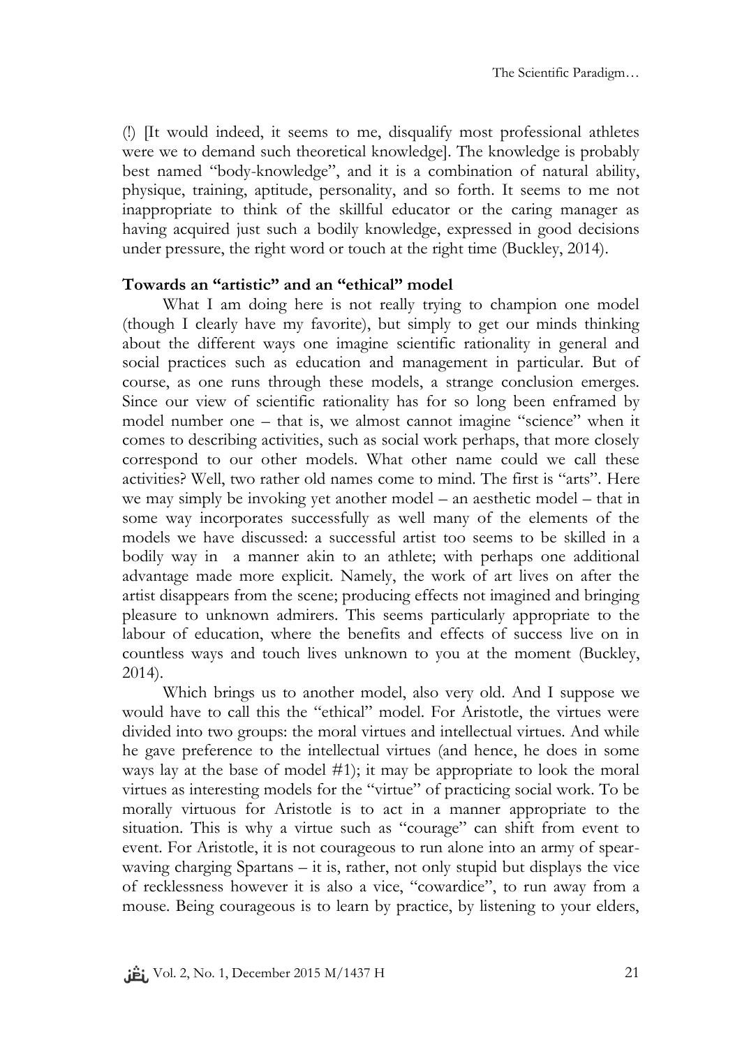(!) [It would indeed, it seems to me, disqualify most professional athletes were we to demand such theoretical knowledge]. The knowledge is probably best named "body-knowledge", and it is a combination of natural ability, physique, training, aptitude, personality, and so forth. It seems to me not inappropriate to think of the skillful educator or the caring manager as having acquired just such a bodily knowledge, expressed in good decisions under pressure, the right word or touch at the right time (Buckley, 2014).

**Towards an "artistic" and an "ethical" model**

What I am doing here is not really trying to champion one model (though I clearly have my favorite), but simply to get our minds thinking about the different ways one imagine scientific rationality in general and social practices such as education and management in particular. But of course, as one runs through these models, a strange conclusion emerges. Since our view of scientific rationality has for so long been enframed by model number one – that is, we almost cannot imagine "science" when it comes to describing activities, such as social work perhaps, that more closely correspond to our other models. What other name could we call these activities? Well, two rather old names come to mind. The first is "arts". Here we may simply be invoking yet another model – an aesthetic model – that in some way incorporates successfully as well many of the elements of the models we have discussed: a successful artist too seems to be skilled in a bodily way in a manner akin to an athlete; with perhaps one additional advantage made more explicit. Namely, the work of art lives on after the artist disappears from the scene; producing effects not imagined and bringing pleasure to unknown admirers. This seems particularly appropriate to the labour of education, where the benefits and effects of success live on in countless ways and touch lives unknown to you at the moment (Buckley, 2014).

Which brings us to another model, also very old. And I suppose we would have to call this the "ethical" model. For Aristotle, the virtues were divided into two groups: the moral virtues and intellectual virtues. And while he gave preference to the intellectual virtues (and hence, he does in some ways lay at the base of model #1); it may be appropriate to look the moral virtues as interesting models for the "virtue" of practicing social work. To be morally virtuous for Aristotle is to act in a manner appropriate to the situation. This is why a virtue such as "courage" can shift from event to event. For Aristotle, it is not courageous to run alone into an army of spear-waving charging Spartans – it is, rather, not only stupid but displays the vice of recklessness however it is also a vice, "cowardice", to run away from a mouse. Being courageous is to learn by practice, by listening to your elders,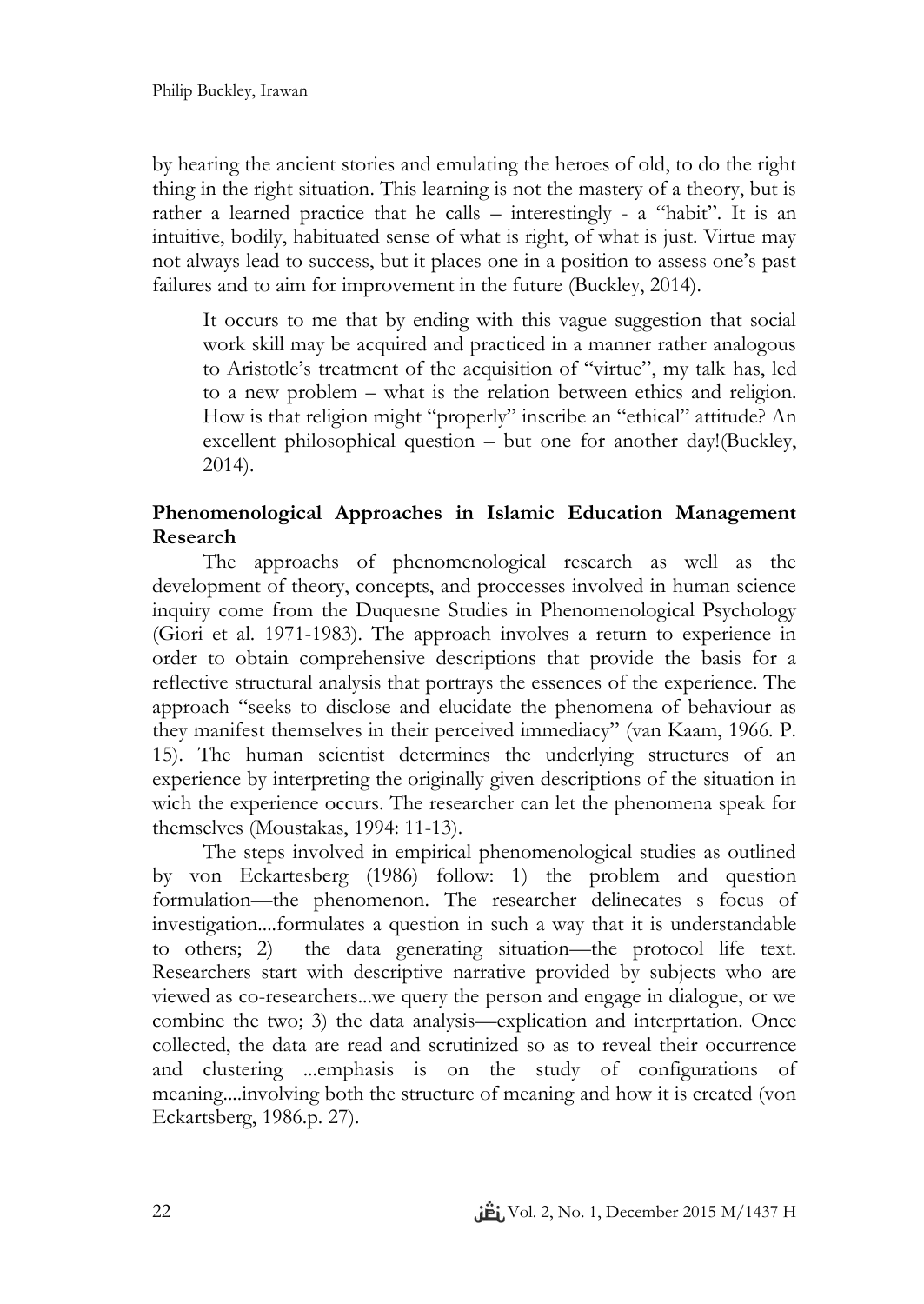by hearing the ancient stories and emulating the heroes of old, to do the right thing in the right situation. This learning is not the mastery of a theory, but is rather a learned practice that he calls – interestingly - a "habit". It is an intuitive, bodily, habituated sense of what is right, of what is just. Virtue may not always lead to success, but it places one in a position to assess one's past failures and to aim for improvement in the future (Buckley, 2014).

> It occurs to me that by ending with this vague suggestion that social work skill may be acquired and practiced in a manner rather analogous to Aristotle's treatment of the acquisition of "virtue", my talk has, led to a new problem – what is the relation between ethics and religion. How is that religion might "properly" inscribe an "ethical" attitude? An excellent philosophical question – but one for another day!(Buckley, 2014).

## Phenomenological Approaches in Islamic Education Management Research

The approachs of phenomenological research as well as the development of theory, concepts, and proccesses involved in human science inquiry come from the Duquesne Studies in Phenomenological Psychology (Giori et al. 1971-1983). The approach involves a return to experience in order to obtain comprehensive descriptions that provide the basis for a reflective structural analysis that portrays the essences of the experience. The approach "seeks to disclose and elucidate the phenomena of behaviour as they manifest themselves in their perceived immediacy" (van Kaam, 1966. P. 15). The human scientist determines the underlying structures of an experience by interpreting the originally given descriptions of the situation in wich the experience occurs. The researcher can let the phenomena speak for themselves (Moustakas, 1994: 11-13).

The steps involved in empirical phenomenological studies as outlined by von Eckartesberg (1986) follow: 1) the problem and question formulation—the phenomenon. The researcher delinecates s focus of investigation....formulates a question in such a way that it is understandable to others; 2) the data generating situation—the protocol life text. Researchers start with descriptive narrative provided by subjects who are viewed as co-researchers...we query the person and engage in dialogue, or we combine the two; 3) the data analysis—explication and interprtation. Once collected, the data are read and scrutinized so as to reveal their occurrence and clustering ...emphasis is on the study of configurations of meaning....involving both the structure of meaning and how it is created (von Eckartsberg, 1986.p. 27).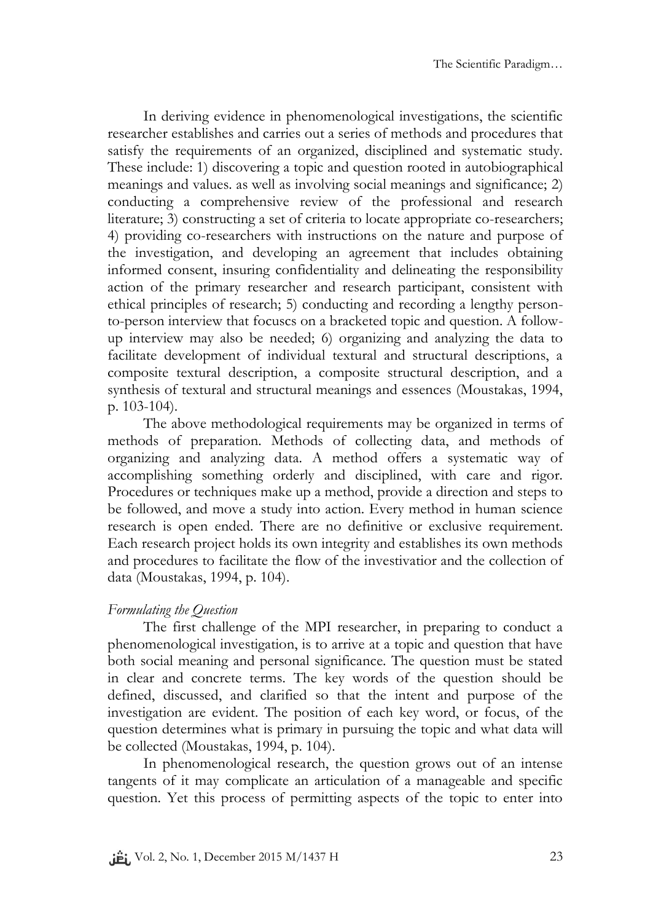In deriving evidence in phenomenological investigations, the scientific researcher establishes and carries out a series of methods and procedures that satisfy the requirements of an organized, disciplined and systematic study. These include: 1) discovering a topic and question rooted in autobiographical meanings and values. as well as involving social meanings and significance; 2) conducting a comprehensive review of the professional and research literature; 3) constructing a set of criteria to locate appropriate co-researchers; 4) providing co-researchers with instructions on the nature and purpose of the investigation, and developing an agreement that includes obtaining informed consent, insuring confidentiality and delineating the responsibility action of the primary researcher and research participant, consistent with ethical principles of research; 5) conducting and recording a lengthy person-to-person interview that focuscs on a bracketed topic and question. A follow-up interview may also be needed; 6) organizing and analyzing the data to facilitate development of individual textural and structural descriptions, a composite textural description, a composite structural description, and a synthesis of textural and structural meanings and essences (Moustakas, 1994, p. 103-104).

The above methodological requirements may be organized in terms of methods of preparation. Methods of collecting data, and methods of organizing and analyzing data. A method offers a systematic way of accomplishing something orderly and disciplined, with care and rigor. Procedures or techniques make up a method, provide a direction and steps to be followed, and move a study into action. Every method in human science research is open ended. There are no definitive or exclusive requirement. Each research project holds its own integrity and establishes its own methods and procedures to facilitate the flow of the investivatior and the collection of data (Moustakas, 1994, p. 104).

*Formulating the Question*

The first challenge of the MPI researcher, in preparing to conduct a phenomenological investigation, is to arrive at a topic and question that have both social meaning and personal significance. The question must be stated in clear and concrete terms. The key words of the question should be defined, discussed, and clarified so that the intent and purpose of the investigation are evident. The position of each key word, or focus, of the question determines what is primary in pursuing the topic and what data will be collected (Moustakas, 1994, p. 104).

In phenomenological research, the question grows out of an intense tangents of it may complicate an articulation of a manageable and specific question. Yet this process of permitting aspects of the topic to enter into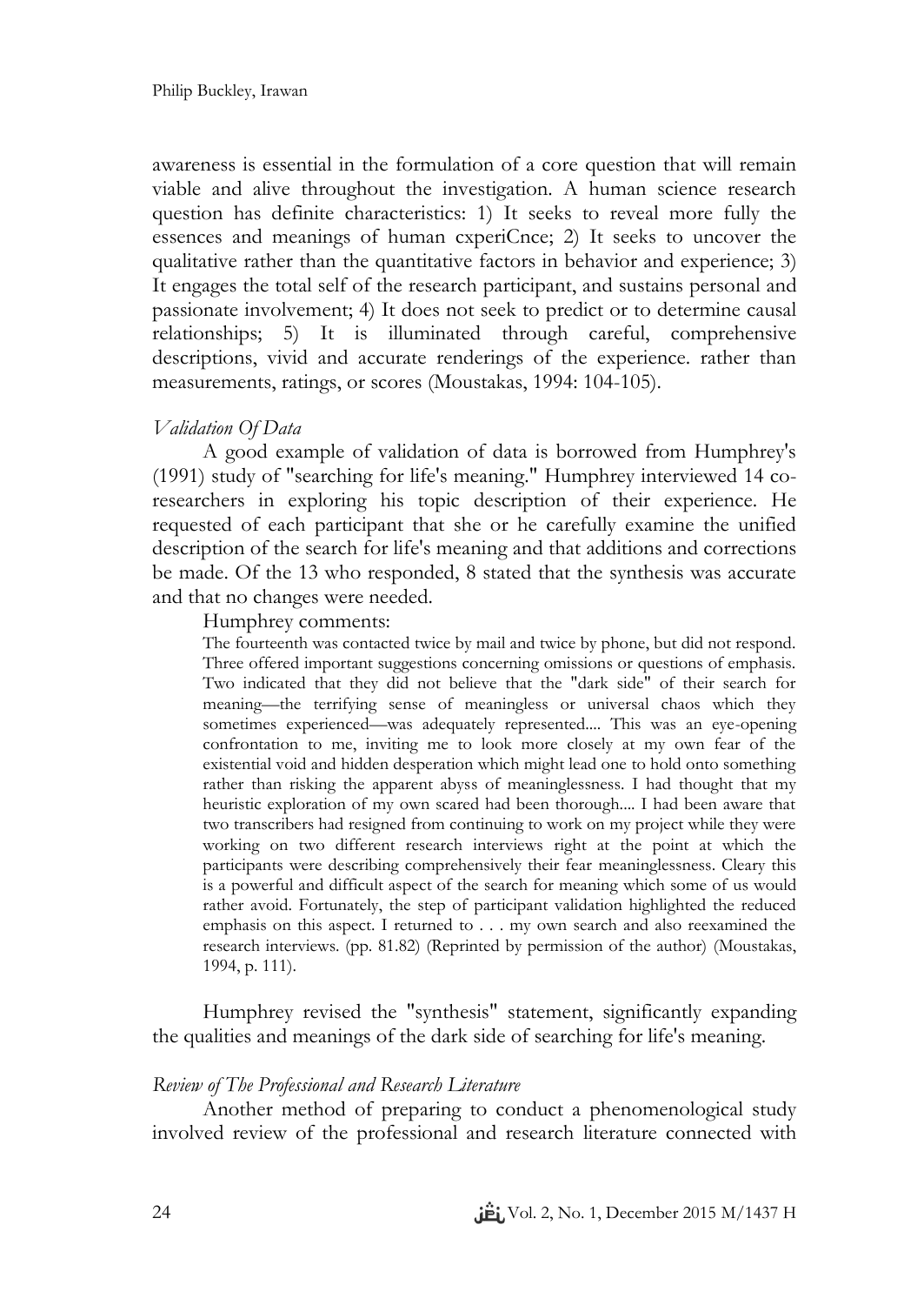awareness is essential in the formulation of a core question that will remain viable and alive throughout the investigation. A human science research question has definite characteristics: 1) It seeks to reveal more fully the essences and meanings of human cxperiCnce; 2) It seeks to uncover the qualitative rather than the quantitative factors in behavior and experience; 3) It engages the total self of the research participant, and sustains personal and passionate involvement; 4) It does not seek to predict or to determine causal relationships; 5) It is illuminated through careful, comprehensive descriptions, vivid and accurate renderings of the experience. rather than measurements, ratings, or scores (Moustakas, 1994: 104-105).

*Validation Of Data*

A good example of validation of data is borrowed from Humphrey's (1991) study of "searching for life's meaning." Humphrey interviewed 14 co-researchers in exploring his topic description of their experience. He requested of each participant that she or he carefully examine the unified description of the search for life's meaning and that additions and corrections be made. Of the 13 who responded, 8 stated that the synthesis was accurate and that no changes were needed.

Humphrey comments:

> The fourteenth was contacted twice by mail and twice by phone, but did not respond. Three offered important suggestions concerning omissions or questions of emphasis. Two indicated that they did not believe that the "dark side" of their search for meaning—the terrifying sense of meaningless or universal chaos which they sometimes experienced—was adequately represented.... This was an eye-opening confrontation to me, inviting me to look more closely at my own fear of the existential void and hidden desperation which might lead one to hold onto something rather than risking the apparent abyss of meaninglessness. I had thought that my heuristic exploration of my own scared had been thorough.... I had been aware that two transcribers had resigned from continuing to work on my project while they were working on two different research interviews right at the point at which the participants were describing comprehensively their fear meaninglessness. Cleary this is a powerful and difficult aspect of the search for meaning which some of us would rather avoid. Fortunately, the step of participant validation highlighted the reduced emphasis on this aspect. I returned to . . . my own search and also reexamined the research interviews. (pp. 81.82) (Reprinted by permission of the author) (Moustakas, 1994, p. 111).

Humphrey revised the "synthesis" statement, significantly expanding the qualities and meanings of the dark side of searching for life's meaning.

*Review of The Professional and Research Literature*

Another method of preparing to conduct a phenomenological study involved review of the professional and research literature connected with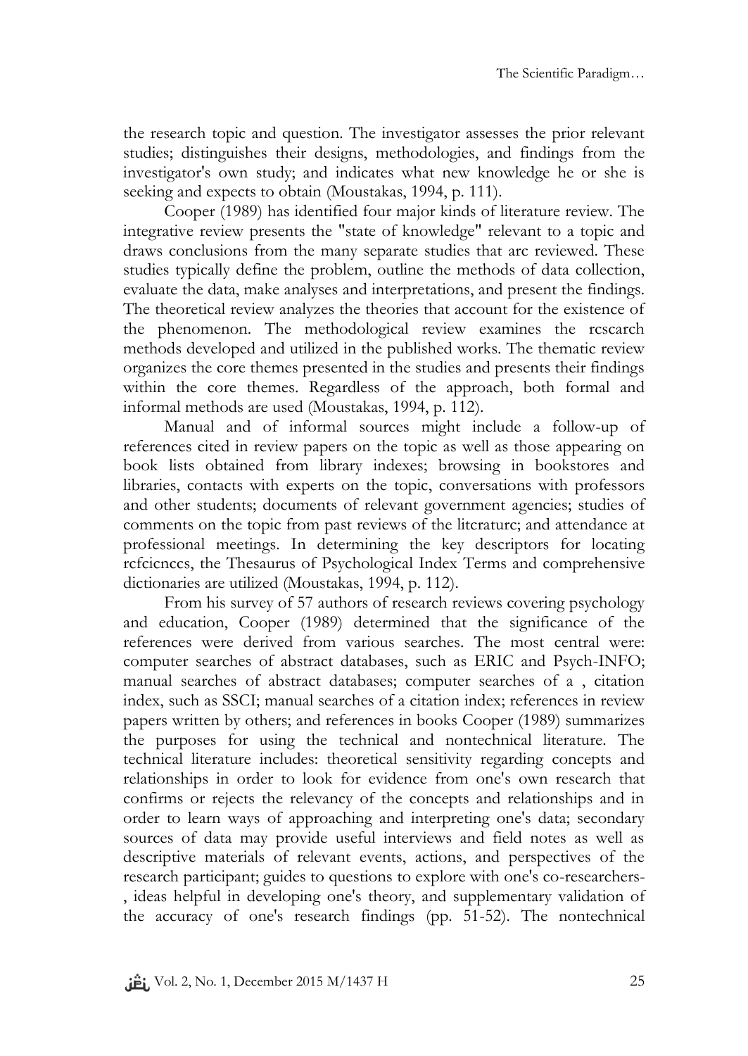the research topic and question. The investigator assesses the prior relevant studies; distinguishes their designs, methodologies, and findings from the investigator's own study; and indicates what new knowledge he or she is seeking and expects to obtain (Moustakas, 1994, p. 111).

Cooper (1989) has identified four major kinds of literature review. The integrative review presents the "state of knowledge" relevant to a topic and draws conclusions from the many separate studies that arc reviewed. These studies typically define the problem, outline the methods of data collection, evaluate the data, make analyses and interpretations, and present the findings. The theoretical review analyzes the theories that account for the existence of the phenomenon. The methodological review examines the rcscarch methods developed and utilized in the published works. The thematic review organizes the core themes presented in the studies and presents their findings within the core themes. Regardless of the approach, both formal and informal methods are used (Moustakas, 1994, p. 112).

Manual and of informal sources might include a follow-up of references cited in review papers on the topic as well as those appearing on book lists obtained from library indexes; browsing in bookstores and libraries, contacts with experts on the topic, conversations with professors and other students; documents of relevant government agencies; studies of comments on the topic from past reviews of the litcraturc; and attendance at professional meetings. In determining the key descriptors for locating rcfcicnccs, the Thesaurus of Psychological Index Terms and comprehensive dictionaries are utilized (Moustakas, 1994, p. 112).

From his survey of 57 authors of research reviews covering psychology and education, Cooper (1989) determined that the significance of the references were derived from various searches. The most central were: computer searches of abstract databases, such as ERIC and Psych-INFO; manual searches of abstract databases; computer searches of a , citation index, such as SSCI; manual searches of a citation index; references in review papers written by others; and references in books Cooper (1989) summarizes the purposes for using the technical and nontechnical literature. The technical literature includes: theoretical sensitivity regarding concepts and relationships in order to look for evidence from one's own research that confirms or rejects the relevancy of the concepts and relationships and in order to learn ways of approaching and interpreting one's data; secondary sources of data may provide useful interviews and field notes as well as descriptive materials of relevant events, actions, and perspectives of the research participant; guides to questions to explore with one's co-researchers-, ideas helpful in developing one's theory, and supplementary validation of the accuracy of one's research findings (pp. 51-52). The nontechnical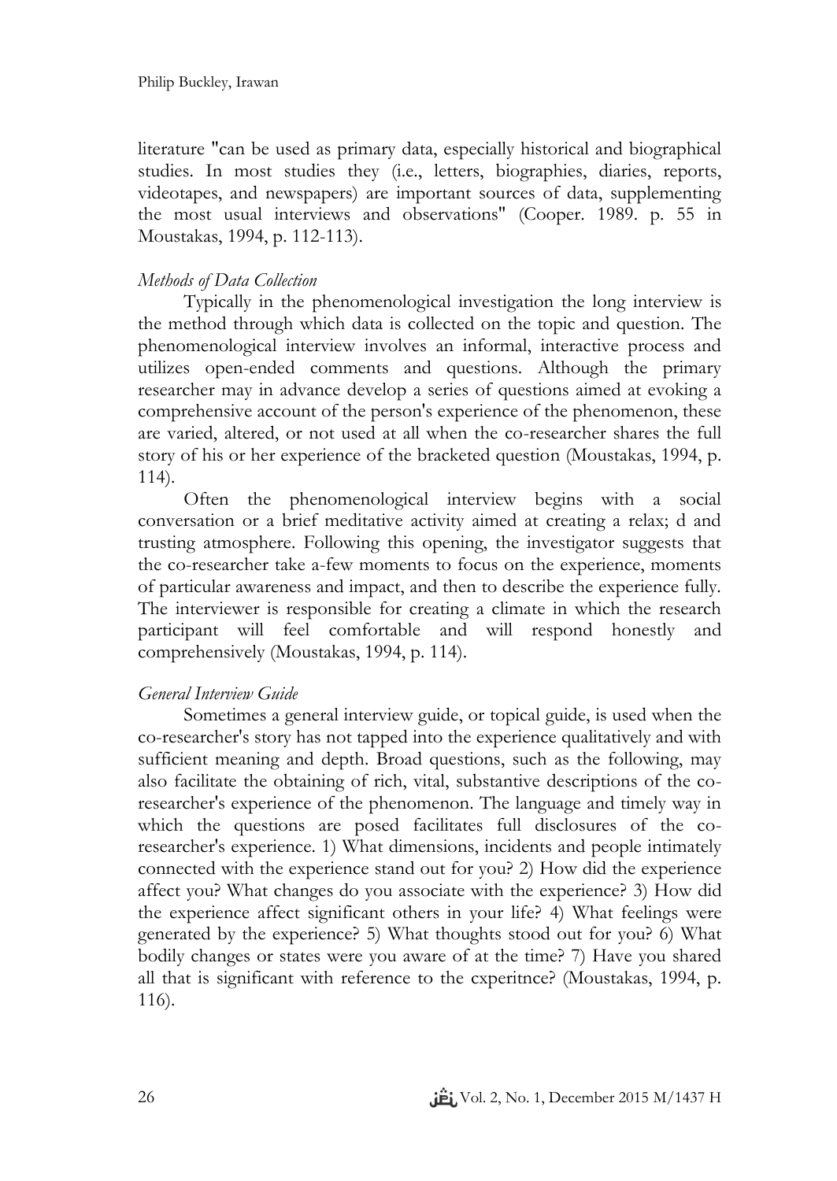literature "can be used as primary data, especially historical and biographical studies. In most studies they (i.e., letters, biographies, diaries, reports, videotapes, and newspapers) are important sources of data, supplementing the most usual interviews and observations" (Cooper. 1989. p. 55 in Moustakas, 1994, p. 112-113).

*Methods of Data Collection*

Typically in the phenomenological investigation the long interview is the method through which data is collected on the topic and question. The phenomenological interview involves an informal, interactive process and utilizes open-ended comments and questions. Although the primary researcher may in advance develop a series of questions aimed at evoking a comprehensive account of the person's experience of the phenomenon, these are varied, altered, or not used at all when the co-researcher shares the full story of his or her experience of the bracketed question (Moustakas, 1994, p. 114).

Often the phenomenological interview begins with a social conversation or a brief meditative activity aimed at creating a relax; d and trusting atmosphere. Following this opening, the investigator suggests that the co-researcher take a-few moments to focus on the experience, moments of particular awareness and impact, and then to describe the experience fully. The interviewer is responsible for creating a climate in which the research participant will feel comfortable and will respond honestly and comprehensively (Moustakas, 1994, p. 114).

*General Interview Guide*

Sometimes a general interview guide, or topical guide, is used when the co-researcher's story has not tapped into the experience qualitatively and with sufficient meaning and depth. Broad questions, such as the following, may also facilitate the obtaining of rich, vital, substantive descriptions of the co-researcher's experience of the phenomenon. The language and timely way in which the questions are posed facilitates full disclosures of the co-researcher's experience. 1) What dimensions, incidents and people intimately connected with the experience stand out for you? 2) How did the experience affect you? What changes do you associate with the experience? 3) How did the experience affect significant others in your life? 4) What feelings were generated by the experience? 5) What thoughts stood out for you? 6) What bodily changes or states were you aware of at the time? 7) Have you shared all that is significant with reference to the cxperitnce? (Moustakas, 1994, p. 116).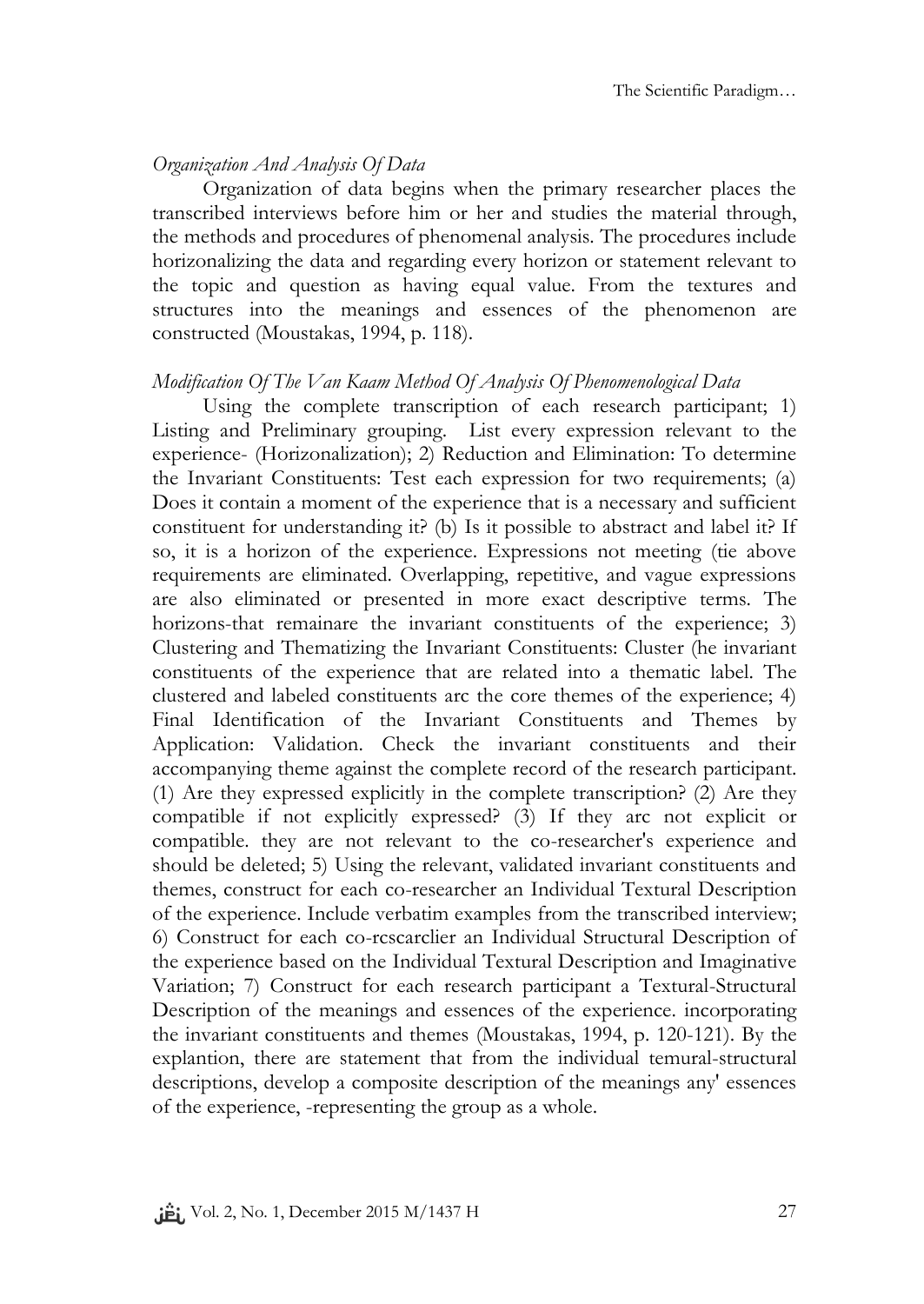*Organization And Analysis Of Data*

Organization of data begins when the primary researcher places the transcribed interviews before him or her and studies the material through, the methods and procedures of phenomenal analysis. The procedures include horizonalizing the data and regarding every horizon or statement relevant to the topic and question as having equal value. From the textures and structures into the meanings and essences of the phenomenon are constructed (Moustakas, 1994, p. 118).

*Modification Of The Van Kaam Method Of Analysis Of Phenomenological Data*

Using the complete transcription of each research participant; 1) Listing and Preliminary grouping. List every expression relevant to the experience- (Horizonalization); 2) Reduction and Elimination: To determine the Invariant Constituents: Test each expression for two requirements; (a) Does it contain a moment of the experience that is a necessary and sufficient constituent for understanding it? (b) Is it possible to abstract and label it? If so, it is a horizon of the experience. Expressions not meeting (tie above requirements are eliminated. Overlapping, repetitive, and vague expressions are also eliminated or presented in more exact descriptive terms. The horizons-that remainare the invariant constituents of the experience; 3) Clustering and Thematizing the Invariant Constituents: Cluster (he invariant constituents of the experience that are related into a thematic label. The clustered and labeled constituents arc the core themes of the experience; 4) Final Identification of the Invariant Constituents and Themes by Application: Validation. Check the invariant constituents and their accompanying theme against the complete record of the research participant. (1) Are they expressed explicitly in the complete transcription? (2) Are they compatible if not explicitly expressed? (3) If they arc not explicit or compatible. they are not relevant to the co-researcher's experience and should be deleted; 5) Using the relevant, validated invariant constituents and themes, construct for each co-researcher an Individual Textural Description of the experience. Include verbatim examples from the transcribed interview; 6) Construct for each co-rcscarclier an Individual Structural Description of the experience based on the Individual Textural Description and Imaginative Variation; 7) Construct for each research participant a Textural-Structural Description of the meanings and essences of the experience. incorporating the invariant constituents and themes (Moustakas, 1994, p. 120-121). By the explantion, there are statement that from the individual temural-structural descriptions, develop a composite description of the meanings any' essences of the experience, -representing the group as a whole.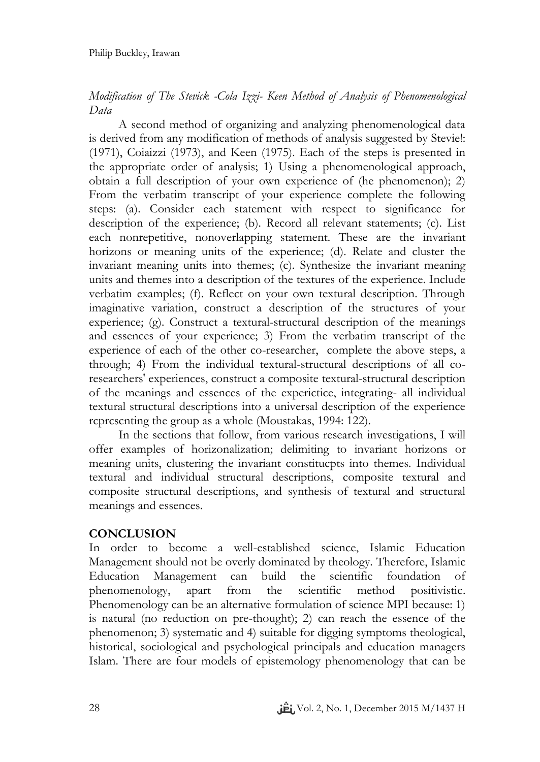*Modification of The Stevick -Cola Izzi- Keen Method of Analysis of Phenomenological Data*

A second method of organizing and analyzing phenomenological data is derived from any modification of methods of analysis suggested by Stevie!: (1971), Coiaizzi (1973), and Keen (1975). Each of the steps is presented in the appropriate order of analysis; 1) Using a phenomenological approach, obtain a full description of your own experience of (he phenomenon); 2) From the verbatim transcript of your experience complete the following steps: (a). Consider each statement with respect to significance for description of the experience; (b). Record all relevant statements; (c). List each nonrepetitive, nonoverlapping statement. These are the invariant horizons or meaning units of the experience; (d). Relate and cluster the invariant meaning units into themes; (c). Synthesize the invariant meaning units and themes into a description of the textures of the experience. Include verbatim examples; (f). Reflect on your own textural description. Through imaginative variation, construct a description of the structures of your experience; (g). Construct a textural-structural description of the meanings and essences of your experience; 3) From the verbatim transcript of the experience of each of the other co-researcher, complete the above steps, a through; 4) From the individual textural-structural descriptions of all co-researchers' experiences, construct a composite textural-structural description of the meanings and essences of the experictice, integrating- all individual textural structural descriptions into a universal description of the experience rcprcscnting the group as a whole (Moustakas, 1994: 122).

In the sections that follow, from various research investigations, I will offer examples of horizonalization; delimiting to invariant horizons or meaning units, clustering the invariant constitucpts into themes. Individual textural and individual structural descriptions, composite textural and composite structural descriptions, and synthesis of textural and structural meanings and essences.

## CONCLUSION

In order to become a well-established science, Islamic Education Management should not be overly dominated by theology. Therefore, Islamic Education Management can build the scientific foundation of phenomenology, apart from the scientific method positivistic. Phenomenology can be an alternative formulation of science MPI because: 1) is natural (no reduction on pre-thought); 2) can reach the essence of the phenomenon; 3) systematic and 4) suitable for digging symptoms theological, historical, sociological and psychological principals and education managers Islam. There are four models of epistemology phenomenology that can be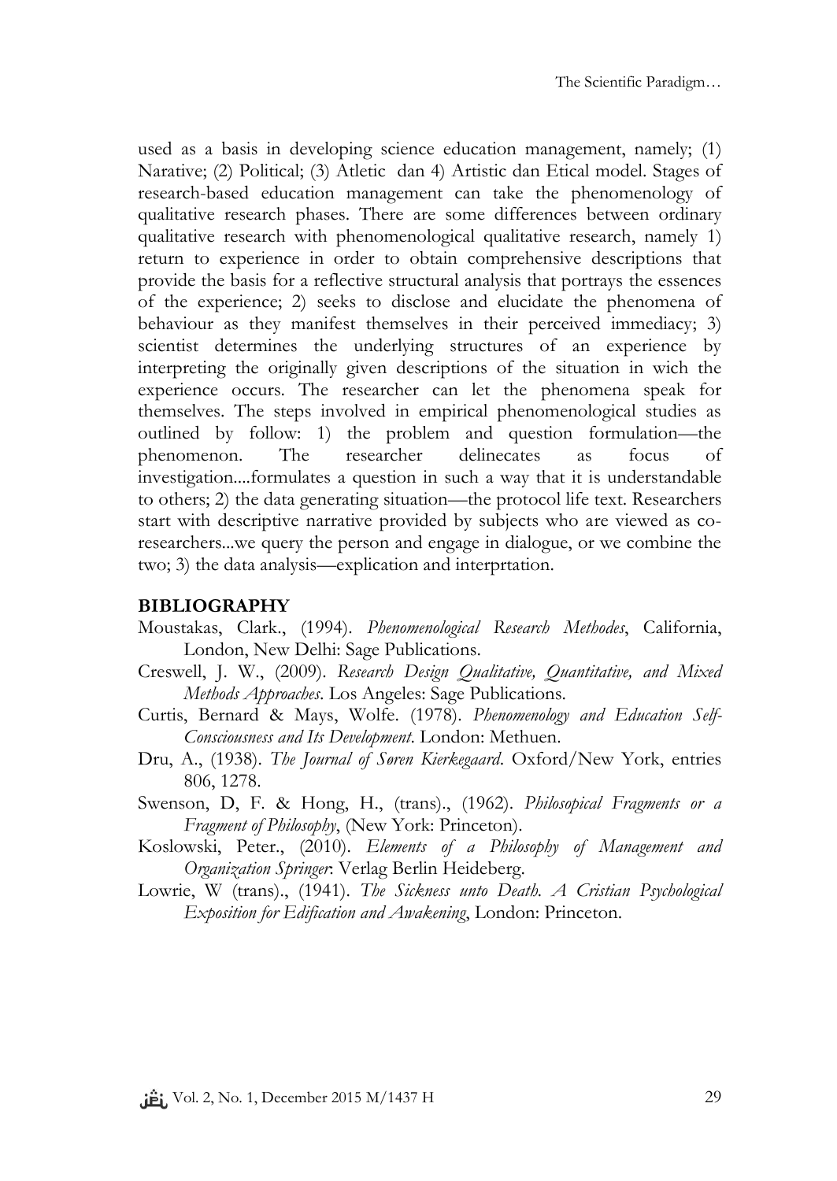used as a basis in developing science education management, namely; (1) Narative; (2) Political; (3) Atletic dan 4) Artistic dan Etical model. Stages of research-based education management can take the phenomenology of qualitative research phases. There are some differences between ordinary qualitative research with phenomenological qualitative research, namely 1) return to experience in order to obtain comprehensive descriptions that provide the basis for a reflective structural analysis that portrays the essences of the experience; 2) seeks to disclose and elucidate the phenomena of behaviour as they manifest themselves in their perceived immediacy; 3) scientist determines the underlying structures of an experience by interpreting the originally given descriptions of the situation in wich the experience occurs. The researcher can let the phenomena speak for themselves. The steps involved in empirical phenomenological studies as outlined by follow: 1) the problem and question formulation—the phenomenon. The researcher delineates as focus of investigation....formulates a question in such a way that it is understandable to others; 2) the data generating situation—the protocol life text. Researchers start with descriptive narrative provided by subjects who are viewed as co-researchers...we query the person and engage in dialogue, or we combine the two; 3) the data analysis—explication and interprtation.

## BIBLIOGRAPHY

Moustakas, Clark., (1994). *Phenomenological Research Methodes*, California, London, New Delhi: Sage Publications.

Creswell, J. W., (2009). *Research Design Qualitative, Quantitative, and Mixed Methods Approaches*. Los Angeles: Sage Publications.

Curtis, Bernard & Mays, Wolfe. (1978). *Phenomenology and Education Self-Consciousness and Its Development*. London: Methuen.

Dru, A., (1938). *The Journal of Søren Kierkegaard*. Oxford/New York, entries 806, 1278.

Swenson, D, F. & Hong, H., (trans)., (1962). *Philosopical Fragments or a Fragment of Philosophy*, (New York: Princeton).

Koslowski, Peter., (2010). *Elements of a Philosophy of Management and Organization Springer*: Verlag Berlin Heideberg.

Lowrie, W (trans)., (1941). *The Sickness unto Death. A Cristian Psychological Exposition for Edification and Awakening*, London: Princeton.